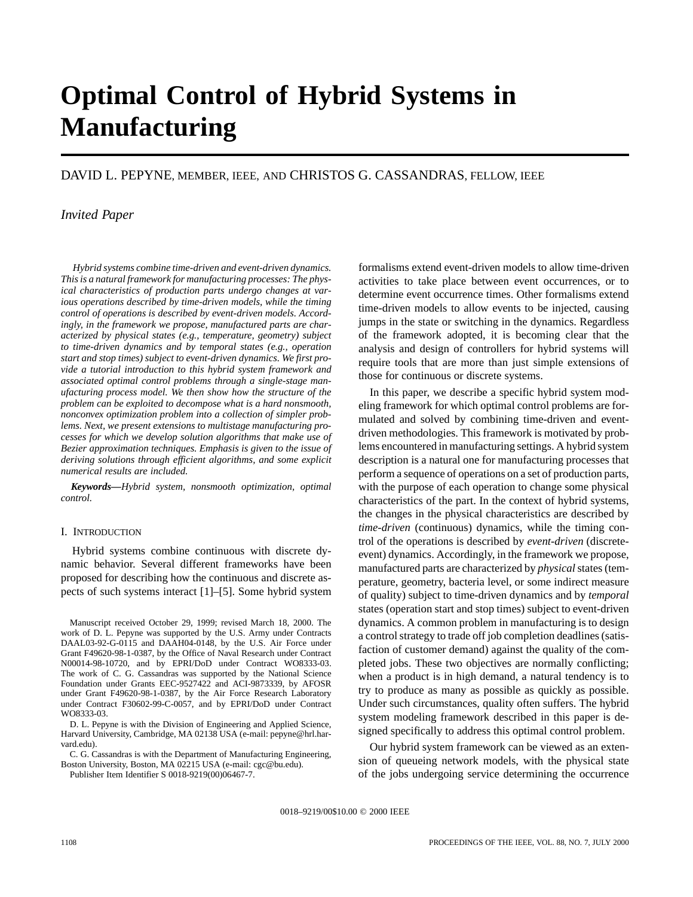# Optimal Control of Hybrid Systems in Manufacturing

DAVID L. PEPYNE, MEMBER, IEEE, AND CHRISTOS G. CASSANDRAS, FELLOW, IEEE

*Invited Paper*

*Hybrid systems combine time-driven and event-driven dynamics. This is a natural framework for manufacturing processes: The physical characteristics of production parts undergo changes at various operations described by time-driven models, while the timing control of operations is described by event-driven models. Accordingly, in the framework we propose, manufactured parts are characterized by physical states (e.g., temperature, geometry) subject to time-driven dynamics and by temporal states (e.g., operation start and stop times) subject to event-driven dynamics. We first provide a tutorial introduction to this hybrid system framework and associated optimal control problems through a single-stage manufacturing process model. We then show how the structure of the problem can be exploited to decompose what is a hard nonsmooth, nonconvex optimization problem into a collection of simpler problems. Next, we present extensions to multistage manufacturing processes for which we develop solution algorithms that make use of Bezier approximation techniques. Emphasis is given to the issue of deriving solutions through efficient algorithms, and some explicit numerical results are included.*

***Keywords*—***Hybrid system, nonsmooth optimization, optimal control.*

## I. INTRODUCTION

Hybrid systems combine continuous with discrete dynamic behavior. Several different frameworks have been proposed for describing how the continuous and discrete aspects of such systems interact [1]–[5]. Some hybrid system formalisms extend event-driven models to allow time-driven activities to take place between event occurrences, or to determine event occurrence times. Other formalisms extend time-driven models to allow events to be injected, causing jumps in the state or switching in the dynamics. Regardless of the framework adopted, it is becoming clear that the analysis and design of controllers for hybrid systems will require tools that are more than just simple extensions of those for continuous or discrete systems.

In this paper, we describe a specific hybrid system modeling framework for which optimal control problems are formulated and solved by combining time-driven and event-driven methodologies. This framework is motivated by problems encountered in manufacturing settings. A hybrid system description is a natural one for manufacturing processes that perform a sequence of operations on a set of production parts, with the purpose of each operation to change some physical characteristics of the part. In the context of hybrid systems, the changes in the physical characteristics are described by *time-driven* (continuous) dynamics, while the timing control of the operations is described by *event-driven* (discrete-event) dynamics. Accordingly, in the framework we propose, manufactured parts are characterized by *physical* states (temperature, geometry, bacteria level, or some indirect measure of quality) subject to time-driven dynamics and by *temporal* states (operation start and stop times) subject to event-driven dynamics. A common problem in manufacturing is to design a control strategy to trade off job completion deadlines (satisfaction of customer demand) against the quality of the completed jobs. These two objectives are normally conflicting; when a product is in high demand, a natural tendency is to try to produce as many as possible as quickly as possible. Under such circumstances, quality often suffers. The hybrid system modeling framework described in this paper is designed specifically to address this optimal control problem.

Our hybrid system framework can be viewed as an extension of queueing network models, with the physical state of the jobs undergoing service determining the occurrence

Manuscript received October 29, 1999; revised March 18, 2000. The work of D. L. Pepyne was supported by the U.S. Army under Contracts DAAL03-92-G-0115 and DAAH04-0148, by the U.S. Air Force under Grant F49620-98-1-0387, by the Office of Naval Research under Contract N00014-98-10720, and by EPRI/DoD under Contract WO8333-03. The work of C. G. Cassandras was supported by the National Science Foundation under Grants EEC-9527422 and ACI-9873339, by AFOSR under Grant F49620-98-1-0387, by the Air Force Research Laboratory under Contract F30602-99-C-0057, and by EPRI/DoD under Contract WO8333-03.

D. L. Pepyne is with the Division of Engineering and Applied Science, Harvard University, Cambridge, MA 02138 USA (e-mail: pepyne@hrl.harvard.edu).

C. G. Cassandras is with the Department of Manufacturing Engineering, Boston University, Boston, MA 02215 USA (e-mail: cgc@bu.edu).

Publisher Item Identifier S 0018-9219(00)06467-7.

0018–9219/00$10.00 © 2000 IEEE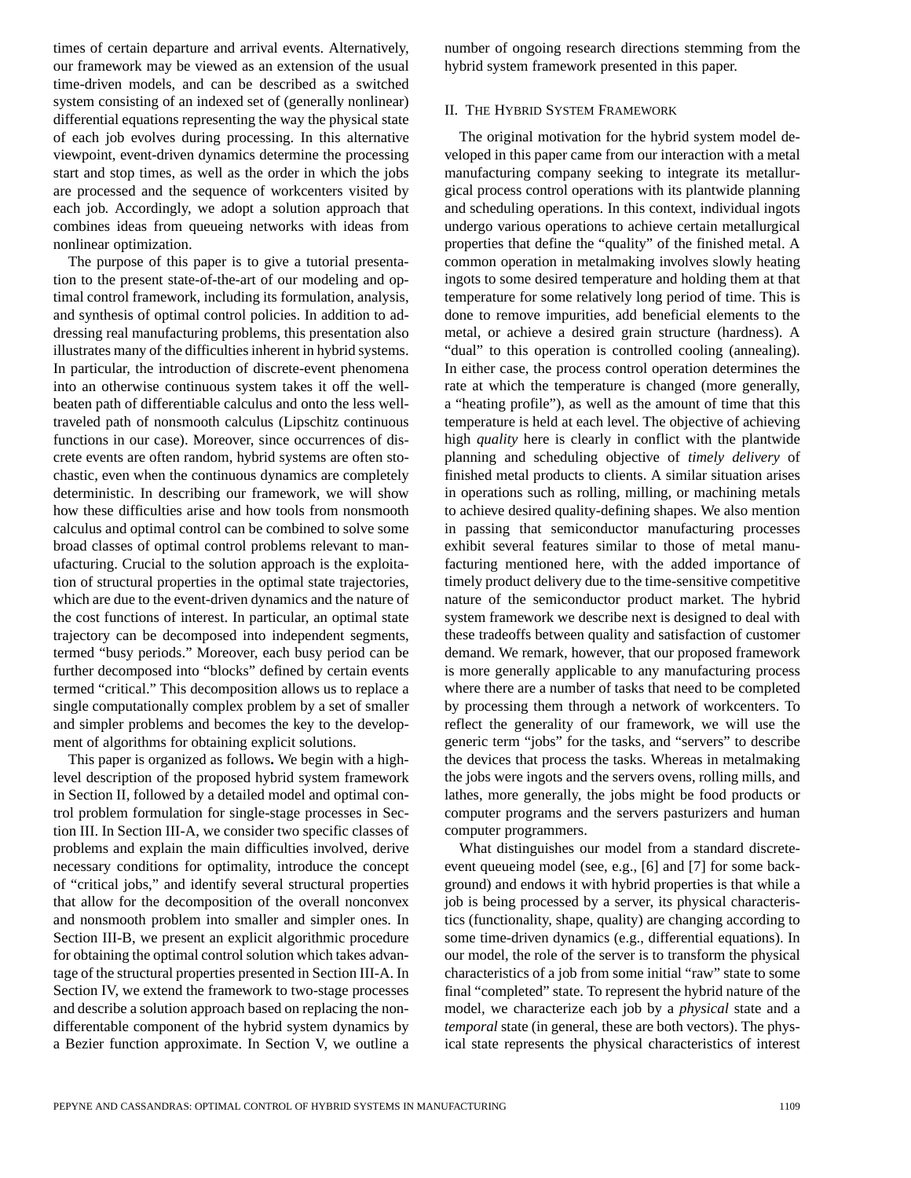times of certain departure and arrival events. Alternatively, our framework may be viewed as an extension of the usual time-driven models, and can be described as a switched system consisting of an indexed set of (generally nonlinear) differential equations representing the way the physical state of each job evolves during processing. In this alternative viewpoint, event-driven dynamics determine the processing start and stop times, as well as the order in which the jobs are processed and the sequence of workcenters visited by each job. Accordingly, we adopt a solution approach that combines ideas from queueing networks with ideas from nonlinear optimization.

The purpose of this paper is to give a tutorial presentation to the present state-of-the-art of our modeling and optimal control framework, including its formulation, analysis, and synthesis of optimal control policies. In addition to addressing real manufacturing problems, this presentation also illustrates many of the difficulties inherent in hybrid systems. In particular, the introduction of discrete-event phenomena into an otherwise continuous system takes it off the well-beaten path of differentiable calculus and onto the less well-traveled path of nonsmooth calculus (Lipschitz continuous functions in our case). Moreover, since occurrences of discrete events are often random, hybrid systems are often stochastic, even when the continuous dynamics are completely deterministic. In describing our framework, we will show how these difficulties arise and how tools from nonsmooth calculus and optimal control can be combined to solve some broad classes of optimal control problems relevant to manufacturing. Crucial to the solution approach is the exploitation of structural properties in the optimal state trajectories, which are due to the event-driven dynamics and the nature of the cost functions of interest. In particular, an optimal state trajectory can be decomposed into independent segments, termed "busy periods." Moreover, each busy period can be further decomposed into "blocks" defined by certain events termed "critical." This decomposition allows us to replace a single computationally complex problem by a set of smaller and simpler problems and becomes the key to the development of algorithms for obtaining explicit solutions.

This paper is organized as follows**.** We begin with a high-level description of the proposed hybrid system framework in Section II, followed by a detailed model and optimal control problem formulation for single-stage processes in Section III. In Section III-A, we consider two specific classes of problems and explain the main difficulties involved, derive necessary conditions for optimality, introduce the concept of "critical jobs," and identify several structural properties that allow for the decomposition of the overall nonconvex and nonsmooth problem into smaller and simpler ones. In Section III-B, we present an explicit algorithmic procedure for obtaining the optimal control solution which takes advantage of the structural properties presented in Section III-A. In Section IV, we extend the framework to two-stage processes and describe a solution approach based on replacing the nondifferentable component of the hybrid system dynamics by a Bezier function approximate. In Section V, we outline a number of ongoing research directions stemming from the hybrid system framework presented in this paper.

## II. The Hybrid System Framework

The original motivation for the hybrid system model developed in this paper came from our interaction with a metal manufacturing company seeking to integrate its metallurgical process control operations with its plantwide planning and scheduling operations. In this context, individual ingots undergo various operations to achieve certain metallurgical properties that define the "quality" of the finished metal. A common operation in metalmaking involves slowly heating ingots to some desired temperature and holding them at that temperature for some relatively long period of time. This is done to remove impurities, add beneficial elements to the metal, or achieve a desired grain structure (hardness). A "dual" to this operation is controlled cooling (annealing). In either case, the process control operation determines the rate at which the temperature is changed (more generally, a "heating profile"), as well as the amount of time that this temperature is held at each level. The objective of achieving high *quality* here is clearly in conflict with the plantwide planning and scheduling objective of *timely delivery* of finished metal products to clients. A similar situation arises in operations such as rolling, milling, or machining metals to achieve desired quality-defining shapes. We also mention in passing that semiconductor manufacturing processes exhibit several features similar to those of metal manufacturing mentioned here, with the added importance of timely product delivery due to the time-sensitive competitive nature of the semiconductor product market. The hybrid system framework we describe next is designed to deal with these tradeoffs between quality and satisfaction of customer demand. We remark, however, that our proposed framework is more generally applicable to any manufacturing process where there are a number of tasks that need to be completed by processing them through a network of workcenters. To reflect the generality of our framework, we will use the generic term "jobs" for the tasks, and "servers" to describe the devices that process the tasks. Whereas in metalmaking the jobs were ingots and the servers ovens, rolling mills, and lathes, more generally, the jobs might be food products or computer programs and the servers pasturizers and human computer programmers.

What distinguishes our model from a standard discrete-event queueing model (see, e.g., [6] and [7] for some background) and endows it with hybrid properties is that while a job is being processed by a server, its physical characteristics (functionality, shape, quality) are changing according to some time-driven dynamics (e.g., differential equations). In our model, the role of the server is to transform the physical characteristics of a job from some initial "raw" state to some final "completed" state. To represent the hybrid nature of the model, we characterize each job by a *physical* state and a *temporal* state (in general, these are both vectors). The physical state represents the physical characteristics of interest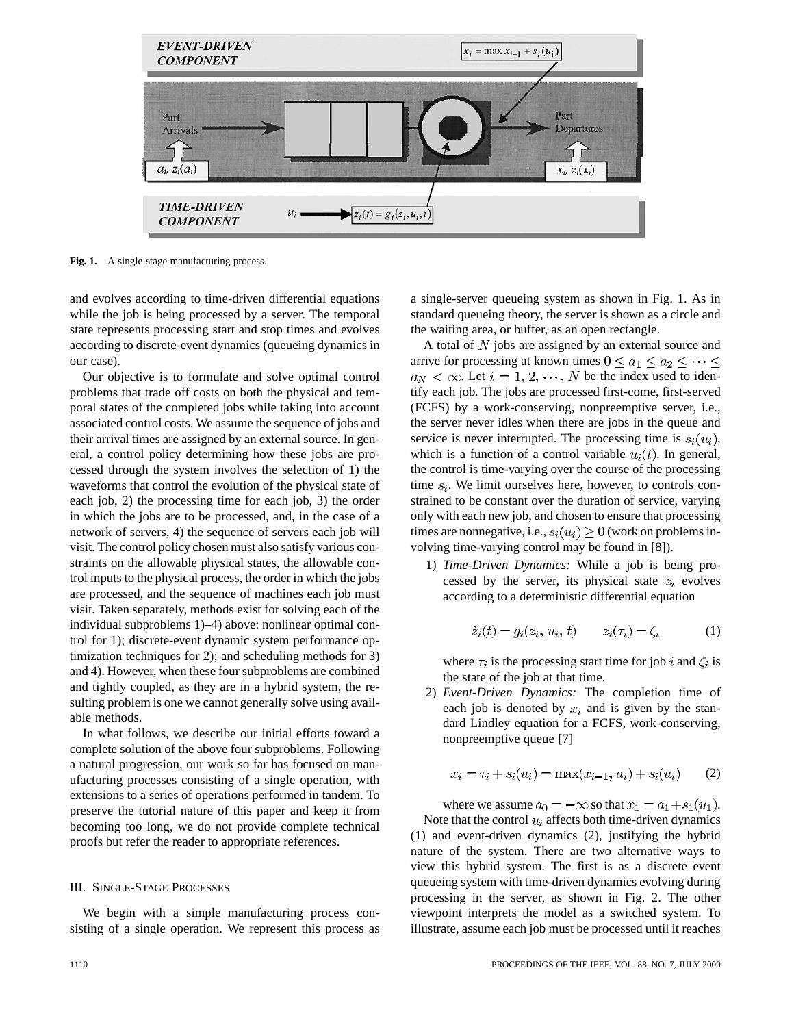Fig. 1. A single-stage manufacturing process.

and evolves according to time-driven differential equations while the job is being processed by a server. The temporal state represents processing start and stop times and evolves according to discrete-event dynamics (queueing dynamics in our case).

Our objective is to formulate and solve optimal control problems that trade off costs on both the physical and temporal states of the completed jobs while taking into account associated control costs. We assume the sequence of jobs and their arrival times are assigned by an external source. In general, a control policy determining how these jobs are processed through the system involves the selection of 1) the waveforms that control the evolution of the physical state of each job, 2) the processing time for each job, 3) the order in which the jobs are to be processed, and, in the case of a network of servers, 4) the sequence of servers each job will visit. The control policy chosen must also satisfy various constraints on the allowable physical states, the allowable control inputs to the physical process, the order in which the jobs are processed, and the sequence of machines each job must visit. Taken separately, methods exist for solving each of the individual subproblems 1)–4) above: nonlinear optimal control for 1); discrete-event dynamic system performance optimization techniques for 2); and scheduling methods for 3) and 4). However, when these four subproblems are combined and tightly coupled, as they are in a hybrid system, the resulting problem is one we cannot generally solve using available methods.

In what follows, we describe our initial efforts toward a complete solution of the above four subproblems. Following a natural progression, our work so far has focused on manufacturing processes consisting of a single operation, with extensions to a series of operations performed in tandem. To preserve the tutorial nature of this paper and keep it from becoming too long, we do not provide complete technical proofs but refer the reader to appropriate references.

## III. Single-Stage Processes

We begin with a simple manufacturing process consisting of a single operation. We represent this process as a single-server queueing system as shown in Fig. 1. As in standard queueing theory, the server is shown as a circle and the waiting area, or buffer, as an open rectangle.

A total of $N$ jobs are assigned by an external source and arrive for processing at known times $0 \leq a_1 \leq a_2 \leq \cdots \leq a_N < \infty$. Let $i = 1, 2, \cdots, N$ be the index used to identify each job. The jobs are processed first-come, first-served (FCFS) by a work-conserving, nonpreemptive server, i.e., the server never idles when there are jobs in the queue and service is never interrupted. The processing time is $s_i(u_i)$, which is a function of a control variable $u_i(t)$. In general, the control is time-varying over the course of the processing time $s_i$. We limit ourselves here, however, to controls constrained to be constant over the duration of service, varying only with each new job, and chosen to ensure that processing times are nonnegative, i.e., $s_i(u_i) \geq 0$ (work on problems involving time-varying control may be found in [8]).

1) *Time-Driven Dynamics:* While a job is being processed by the server, its physical state $z_i$ evolves according to a deterministic differential equation

$$\dot{z}_i(t) = g_i(z_i, u_i, t) \qquad z_i(\tau_i) = \zeta_i \tag{1}$$

where $\tau_i$ is the processing start time for job $i$ and $\zeta_i$ is the state of the job at that time.

2) *Event-Driven Dynamics:* The completion time of each job is denoted by $x_i$ and is given by the standard Lindley equation for a FCFS, work-conserving, nonpreemptive queue [7]

$$x_i = \tau_i + s_i(u_i) = \max(x_{i-1}, a_i) + s_i(u_i) \tag{2}$$

where we assume $a_0 = -\infty$ so that $x_1 = a_1 + s_1(u_1)$.

Note that the control $u_i$ affects both time-driven dynamics (1) and event-driven dynamics (2), justifying the hybrid nature of the system. There are two alternative ways to view this hybrid system. The first is as a discrete event queueing system with time-driven dynamics evolving during processing in the server, as shown in Fig. 2. The other viewpoint interprets the model as a switched system. To illustrate, assume each job must be processed until it reaches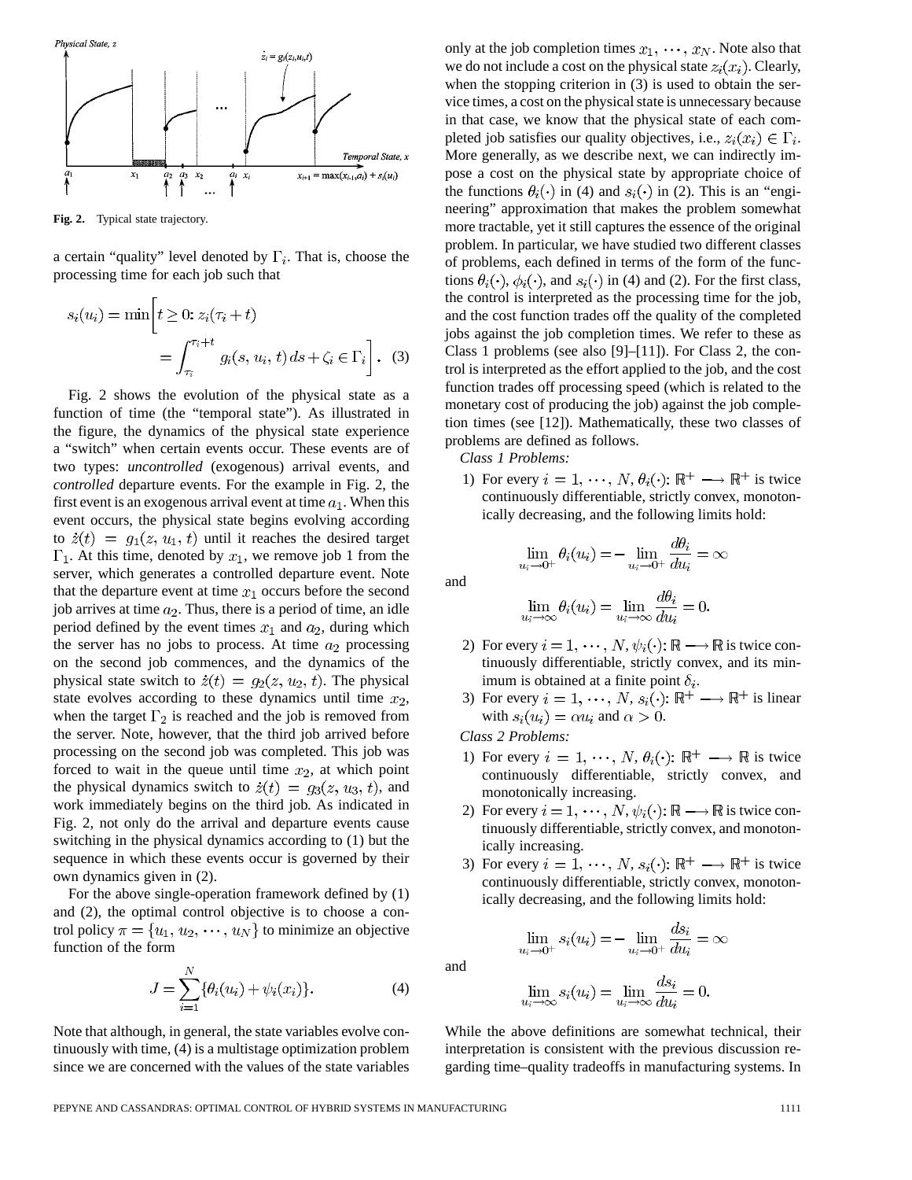Fig. 2. Typical state trajectory.

a certain "quality" level denoted by $\Gamma_i$. That is, choose the processing time for each job such that

$$s_i(u_i) = \min\left[t \geq 0\colon z_i(\tau_i + t) = \int_{\tau_i}^{\tau_i+t} g_i(s, u_i, t)\, ds + \zeta_i \in \Gamma_i\right]. \quad (3)$$

Fig. 2 shows the evolution of the physical state as a function of time (the "temporal state"). As illustrated in the figure, the dynamics of the physical state experience a "switch" when certain events occur. These events are of two types: *uncontrolled* (exogenous) arrival events, and *controlled* departure events. For the example in Fig. 2, the first event is an exogenous arrival event at time $a_1$. When this event occurs, the physical state begins evolving according to $\dot{z}(t) = g_1(z, u_1, t)$ until it reaches the desired target $\Gamma_1$. At this time, denoted by $x_1$, we remove job 1 from the server, which generates a controlled departure event. Note that the departure event at time $x_1$ occurs before the second job arrives at time $a_2$. Thus, there is a period of time, an idle period defined by the event times $x_1$ and $a_2$, during which the server has no jobs to process. At time $a_2$ processing on the second job commences, and the dynamics of the physical state switch to $\dot{z}(t) = g_2(z, u_2, t)$. The physical state evolves according to these dynamics until time $x_2$, when the target $\Gamma_2$ is reached and the job is removed from the server. Note, however, that the third job arrived before processing on the second job was completed. This job was forced to wait in the queue until time $x_2$, at which point the physical dynamics switch to $\dot{z}(t) = g_3(z, u_3, t)$, and work immediately begins on the third job. As indicated in Fig. 2, not only do the arrival and departure events cause switching in the physical dynamics according to (1) but the sequence in which these events occur is governed by their own dynamics given in (2).

For the above single-operation framework defined by (1) and (2), the optimal control objective is to choose a control policy $\pi = \{u_1, u_2, \cdots, u_N\}$ to minimize an objective function of the form

$$J = \sum_{i=1}^{N} \{\theta_i(u_i) + \psi_i(x_i)\}. \quad (4)$$

Note that although, in general, the state variables evolve continuously with time, (4) is a multistage optimization problem since we are concerned with the values of the state variables only at the job completion times $x_1, \cdots, x_N$. Note also that we do not include a cost on the physical state $z_i(x_i)$. Clearly, when the stopping criterion in (3) is used to obtain the service times, a cost on the physical state is unnecessary because in that case, we know that the physical state of each completed job satisfies our quality objectives, i.e., $z_i(x_i) \in \Gamma_i$. More generally, as we describe next, we can indirectly impose a cost on the physical state by appropriate choice of the functions $\theta_i(\cdot)$ in (4) and $s_i(\cdot)$ in (2). This is an "engineering" approximation that makes the problem somewhat more tractable, yet it still captures the essence of the original problem. In particular, we have studied two different classes of problems, each defined in terms of the form of the functions $\theta_i(\cdot)$, $\phi_i(\cdot)$, and $s_i(\cdot)$ in (4) and (2). For the first class, the control is interpreted as the processing time for the job, and the cost function trades off the quality of the completed jobs against the job completion times. We refer to these as Class 1 problems (see also [9]–[11]). For Class 2, the control is interpreted as the effort applied to the job, and the cost function trades off processing speed (which is related to the monetary cost of producing the job) against the job completion times (see [12]). Mathematically, these two classes of problems are defined as follows.

*Class 1 Problems:*

1) For every $i = 1, \cdots, N$, $\theta_i(\cdot)\colon \mathbb{R}^+ \longrightarrow \mathbb{R}^+$ is twice continuously differentiable, strictly convex, monotonically decreasing, and the following limits hold:

$$\lim_{u_i \to 0^+} \theta_i(u_i) = -\lim_{u_i \to 0^+} \frac{d\theta_i}{du_i} = \infty$$

and

$$\lim_{u_i \to \infty} \theta_i(u_i) = \lim_{u_i \to \infty} \frac{d\theta_i}{du_i} = 0.$$

2) For every $i = 1, \cdots, N$, $\psi_i(\cdot)\colon \mathbb{R} \longrightarrow \mathbb{R}$ is twice continuously differentiable, strictly convex, and its minimum is obtained at a finite point $\delta_i$.

3) For every $i = 1, \cdots, N$, $s_i(\cdot)\colon \mathbb{R}^+ \longrightarrow \mathbb{R}^+$ is linear with $s_i(u_i) = \alpha u_i$ and $\alpha > 0$.

*Class 2 Problems:*

1) For every $i = 1, \cdots, N$, $\theta_i(\cdot)\colon \mathbb{R}^+ \longrightarrow \mathbb{R}$ is twice continuously differentiable, strictly convex, and monotonically increasing.

2) For every $i = 1, \cdots, N$, $\psi_i(\cdot)\colon \mathbb{R} \longrightarrow \mathbb{R}$ is twice continuously differentiable, strictly convex, and monotonically increasing.

3) For every $i = 1, \cdots, N$, $s_i(\cdot)\colon \mathbb{R}^+ \longrightarrow \mathbb{R}^+$ is twice continuously differentiable, strictly convex, monotonically decreasing, and the following limits hold:

$$\lim_{u_i \to 0^+} s_i(u_i) = -\lim_{u_i \to 0^+} \frac{ds_i}{du_i} = \infty$$

and

$$\lim_{u_i \to \infty} s_i(u_i) = \lim_{u_i \to \infty} \frac{ds_i}{du_i} = 0.$$

While the above definitions are somewhat technical, their interpretation is consistent with the previous discussion regarding time–quality tradeoffs in manufacturing systems. In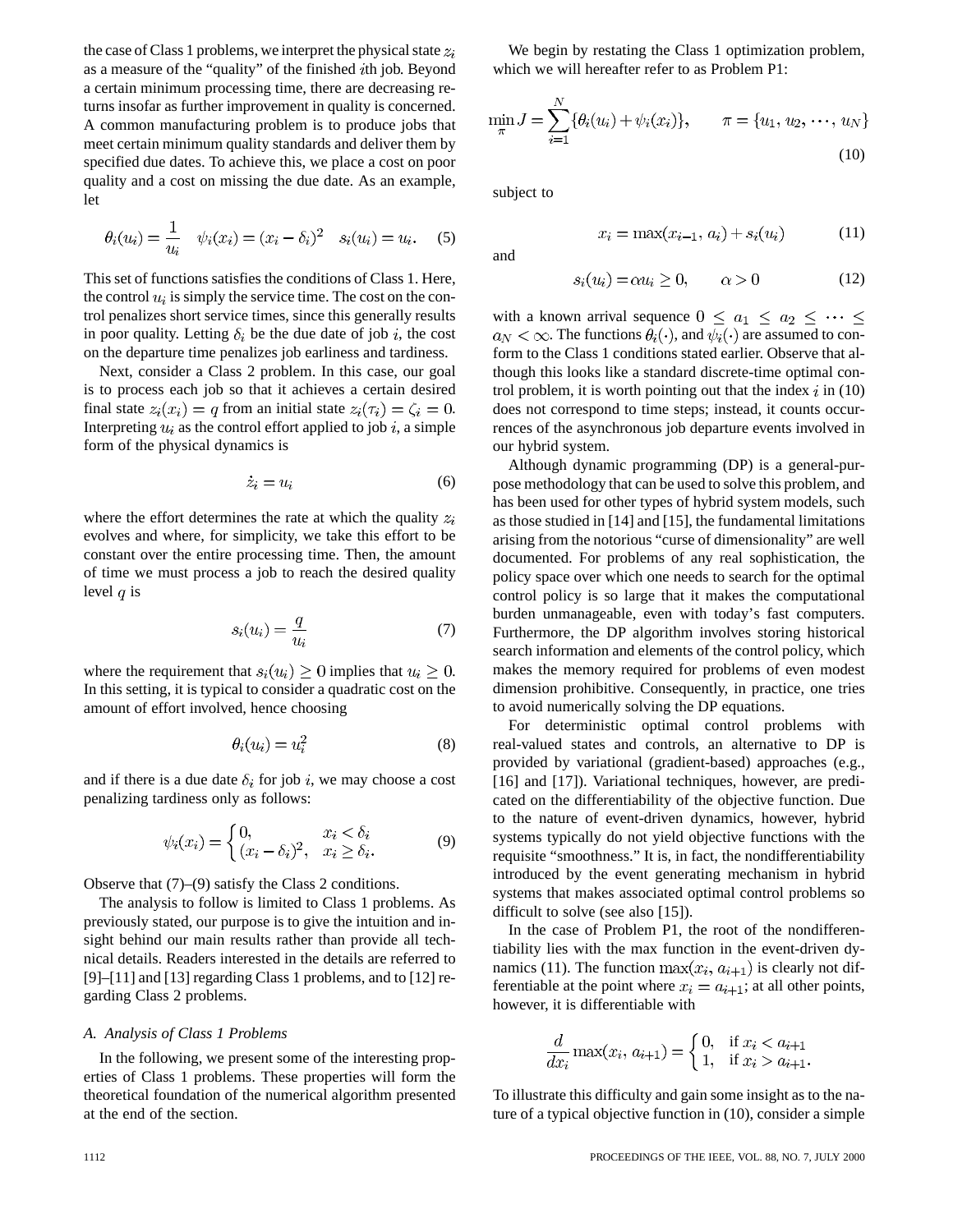the case of Class 1 problems, we interpret the physical state $z_i$ as a measure of the "quality" of the finished $i$th job. Beyond a certain minimum processing time, there are decreasing returns insofar as further improvement in quality is concerned. A common manufacturing problem is to produce jobs that meet certain minimum quality standards and deliver them by specified due dates. To achieve this, we place a cost on poor quality and a cost on missing the due date. As an example, let

$$\theta_i(u_i) = \frac{1}{u_i} \quad \psi_i(x_i) = (x_i - \delta_i)^2 \quad s_i(u_i) = u_i. \quad (5)$$

This set of functions satisfies the conditions of Class 1. Here, the control $u_i$ is simply the service time. The cost on the control penalizes short service times, since this generally results in poor quality. Letting $\delta_i$ be the due date of job $i$, the cost on the departure time penalizes job earliness and tardiness.

Next, consider a Class 2 problem. In this case, our goal is to process each job so that it achieves a certain desired final state $z_i(x_i) = q$ from an initial state $z_i(\tau_i) = \zeta_i = 0$. Interpreting $u_i$ as the control effort applied to job $i$, a simple form of the physical dynamics is

$$\dot{z}_i = u_i \quad (6)$$

where the effort determines the rate at which the quality $z_i$ evolves and where, for simplicity, we take this effort to be constant over the entire processing time. Then, the amount of time we must process a job to reach the desired quality level $q$ is

$$s_i(u_i) = \frac{q}{u_i} \quad (7)$$

where the requirement that $s_i(u_i) \geq 0$ implies that $u_i \geq 0$. In this setting, it is typical to consider a quadratic cost on the amount of effort involved, hence choosing

$$\theta_i(u_i) = u_i^2 \quad (8)$$

and if there is a due date $\delta_i$ for job $i$, we may choose a cost penalizing tardiness only as follows:

$$\psi_i(x_i) = \begin{cases} 0, & x_i < \delta_i \\ (x_i - \delta_i)^2, & x_i \geq \delta_i. \end{cases} \quad (9)$$

Observe that (7)–(9) satisfy the Class 2 conditions.

The analysis to follow is limited to Class 1 problems. As previously stated, our purpose is to give the intuition and insight behind our main results rather than provide all technical details. Readers interested in the details are referred to [9]–[11] and [13] regarding Class 1 problems, and to [12] regarding Class 2 problems.

### *A. Analysis of Class 1 Problems*

In the following, we present some of the interesting properties of Class 1 problems. These properties will form the theoretical foundation of the numerical algorithm presented at the end of the section.

We begin by restating the Class 1 optimization problem, which we will hereafter refer to as Problem P1:

$$\min_{\pi} J = \sum_{i=1}^{N} \{\theta_i(u_i) + \psi_i(x_i)\}, \qquad \pi = \{u_1, u_2, \cdots, u_N\} \quad (10)$$

subject to

$$x_i = \max(x_{i-1}, a_i) + s_i(u_i) \quad (11)$$

and

$$s_i(u_i) = \alpha u_i \geq 0, \qquad \alpha > 0 \quad (12)$$

with a known arrival sequence $0 \leq a_1 \leq a_2 \leq \cdots \leq a_N < \infty$. The functions $\theta_i(\cdot)$, and $\psi_i(\cdot)$ are assumed to conform to the Class 1 conditions stated earlier. Observe that although this looks like a standard discrete-time optimal control problem, it is worth pointing out that the index $i$ in (10) does not correspond to time steps; instead, it counts occurrences of the asynchronous job departure events involved in our hybrid system.

Although dynamic programming (DP) is a general-purpose methodology that can be used to solve this problem, and has been used for other types of hybrid system models, such as those studied in [14] and [15], the fundamental limitations arising from the notorious "curse of dimensionality" are well documented. For problems of any real sophistication, the policy space over which one needs to search for the optimal control policy is so large that it makes the computational burden unmanageable, even with today's fast computers. Furthermore, the DP algorithm involves storing historical search information and elements of the control policy, which makes the memory required for problems of even modest dimension prohibitive. Consequently, in practice, one tries to avoid numerically solving the DP equations.

For deterministic optimal control problems with real-valued states and controls, an alternative to DP is provided by variational (gradient-based) approaches (e.g., [16] and [17]). Variational techniques, however, are predicated on the differentiability of the objective function. Due to the nature of event-driven dynamics, however, hybrid systems typically do not yield objective functions with the requisite "smoothness." It is, in fact, the nondifferentiability introduced by the event generating mechanism in hybrid systems that makes associated optimal control problems so difficult to solve (see also [15]).

In the case of Problem P1, the root of the nondifferentiability lies with the max function in the event-driven dynamics (11). The function $\max(x_i, a_{i+1})$ is clearly not differentiable at the point where $x_i = a_{i+1}$; at all other points, however, it is differentiable with

$$\frac{d}{dx_i} \max(x_i, a_{i+1}) = \begin{cases} 0, & \text{if } x_i < a_{i+1} \\ 1, & \text{if } x_i > a_{i+1}. \end{cases}$$

To illustrate this difficulty and gain some insight as to the nature of a typical objective function in (10), consider a simple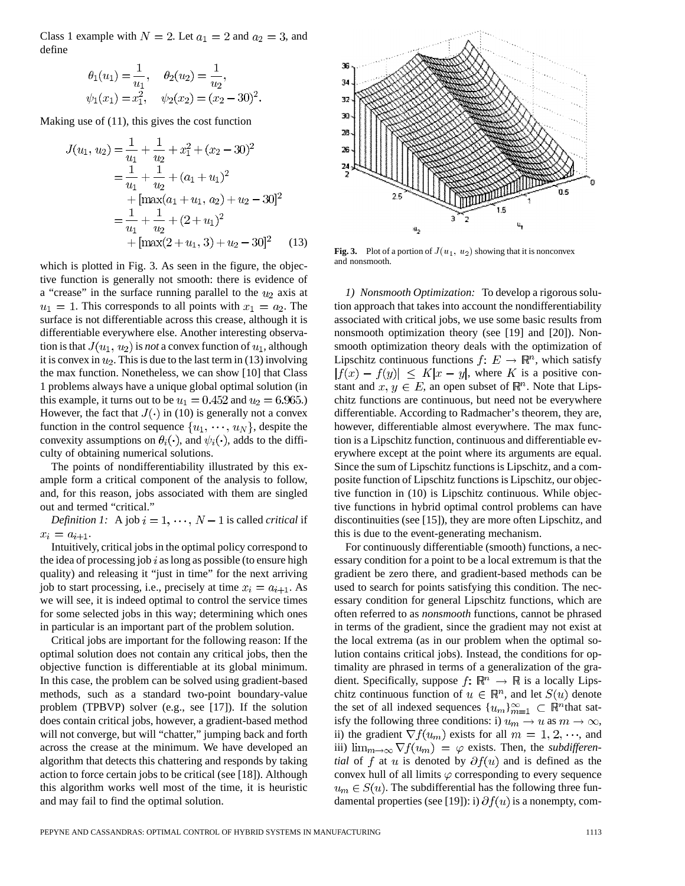Class 1 example with $N = 2$. Let $a_1 = 2$ and $a_2 = 3$, and define

$$\theta_1(u_1) = \frac{1}{u_1}, \quad \theta_2(u_2) = \frac{1}{u_2},$$
$$\psi_1(x_1) = x_1^2, \quad \psi_2(x_2) = (x_2 - 30)^2.$$

Making use of (11), this gives the cost function

$$\begin{aligned} J(u_1, u_2) &= \frac{1}{u_1} + \frac{1}{u_2} + x_1^2 + (x_2 - 30)^2 \\ &= \frac{1}{u_1} + \frac{1}{u_2} + (a_1 + u_1)^2 \\ &\quad + [\max(a_1 + u_1, a_2) + u_2 - 30]^2 \\ &= \frac{1}{u_1} + \frac{1}{u_2} + (2 + u_1)^2 \\ &\quad + [\max(2 + u_1, 3) + u_2 - 30]^2 \end{aligned} \tag{13}$$

which is plotted in Fig. 3. As seen in the figure, the objective function is generally not smooth: there is evidence of a "crease" in the surface running parallel to the $u_2$ axis at $u_1 = 1$. This corresponds to all points with $x_1 = a_2$. The surface is not differentiable across this crease, although it is differentiable everywhere else. Another interesting observation is that $J(u_1, u_2)$ is *not* a convex function of $u_1$, although it is convex in $u_2$. This is due to the last term in (13) involving the max function. Nonetheless, we can show [10] that Class 1 problems always have a unique global optimal solution (in this example, it turns out to be $u_1 = 0.452$ and $u_2 = 6.965$.) However, the fact that $J(\cdot)$ in (10) is generally not a convex function in the control sequence $\{u_1, \cdots, u_N\}$, despite the convexity assumptions on $\theta_i(\cdot)$, and $\psi_i(\cdot)$, adds to the difficulty of obtaining numerical solutions.

The points of nondifferentiability illustrated by this example form a critical component of the analysis to follow, and, for this reason, jobs associated with them are singled out and termed "critical."

*Definition 1:* A job $i = 1, \cdots, N-1$ is called *critical* if $x_i = a_{i+1}$.

Intuitively, critical jobs in the optimal policy correspond to the idea of processing job $i$ as long as possible (to ensure high quality) and releasing it "just in time" for the next arriving job to start processing, i.e., precisely at time $x_i = a_{i+1}$. As we will see, it is indeed optimal to control the service times for some selected jobs in this way; determining which ones in particular is an important part of the problem solution.

Critical jobs are important for the following reason: If the optimal solution does not contain any critical jobs, then the objective function is differentiable at its global minimum. In this case, the problem can be solved using gradient-based methods, such as a standard two-point boundary-value problem (TPBVP) solver (e.g., see [17]). If the solution does contain critical jobs, however, a gradient-based method will not converge, but will "chatter," jumping back and forth across the crease at the minimum. We have developed an algorithm that detects this chattering and responds by taking action to force certain jobs to be critical (see [18]). Although this algorithm works well most of the time, it is heuristic and may fail to find the optimal solution.

**Fig. 3.** Plot of a portion of $J(u_1, u_2)$ showing that it is nonconvex and nonsmooth.

*1) Nonsmooth Optimization:* To develop a rigorous solution approach that takes into account the nondifferentiability associated with critical jobs, we use some basic results from nonsmooth optimization theory (see [19] and [20]). Nonsmooth optimization theory deals with the optimization of Lipschitz continuous functions $f\colon E \to \mathbb{R}^n$, which satisfy $|f(x) - f(y)| \leq K|x - y|$, where $K$ is a positive constant and $x, y \in E$, an open subset of $\mathbb{R}^n$. Note that Lipschitz functions are continuous, but need not be everywhere differentiable. According to Radmacher's theorem, they are, however, differentiable almost everywhere. The max function is a Lipschitz function, continuous and differentiable everywhere except at the point where its arguments are equal. Since the sum of Lipschitz functions is Lipschitz, and a composite function of Lipschitz functions is Lipschitz, our objective function in (10) is Lipschitz continuous. While objective functions in hybrid optimal control problems can have discontinuities (see [15]), they are more often Lipschitz, and this is due to the event-generating mechanism.

For continuously differentiable (smooth) functions, a necessary condition for a point to be a local extremum is that the gradient be zero there, and gradient-based methods can be used to search for points satisfying this condition. The necessary condition for general Lipschitz functions, which are often referred to as *nonsmooth* functions, cannot be phrased in terms of the gradient, since the gradient may not exist at the local extrema (as in our problem when the optimal solution contains critical jobs). Instead, the conditions for optimality are phrased in terms of a generalization of the gradient. Specifically, suppose $f\colon \mathbb{R}^n \to \mathbb{R}$ is a locally Lipschitz continuous function of $u \in \mathbb{R}^n$, and let $S(u)$ denote the set of all indexed sequences $\{u_m\}_{m=1}^{\infty} \subset \mathbb{R}^n$ that satisfy the following three conditions: i) $u_m \to u$ as $m \to \infty$, ii) the gradient $\nabla f(u_m)$ exists for all $m = 1, 2, \cdots$, and iii) $\lim_{m\to\infty} \nabla f(u_m) = \varphi$ exists. Then, the *subdifferential* of $f$ at $u$ is denoted by $\partial f(u)$ and is defined as the convex hull of all limits $\varphi$ corresponding to every sequence $u_m \in S(u)$. The subdifferential has the following three fundamental properties (see [19]): i) $\partial f(u)$ is a nonempty, com-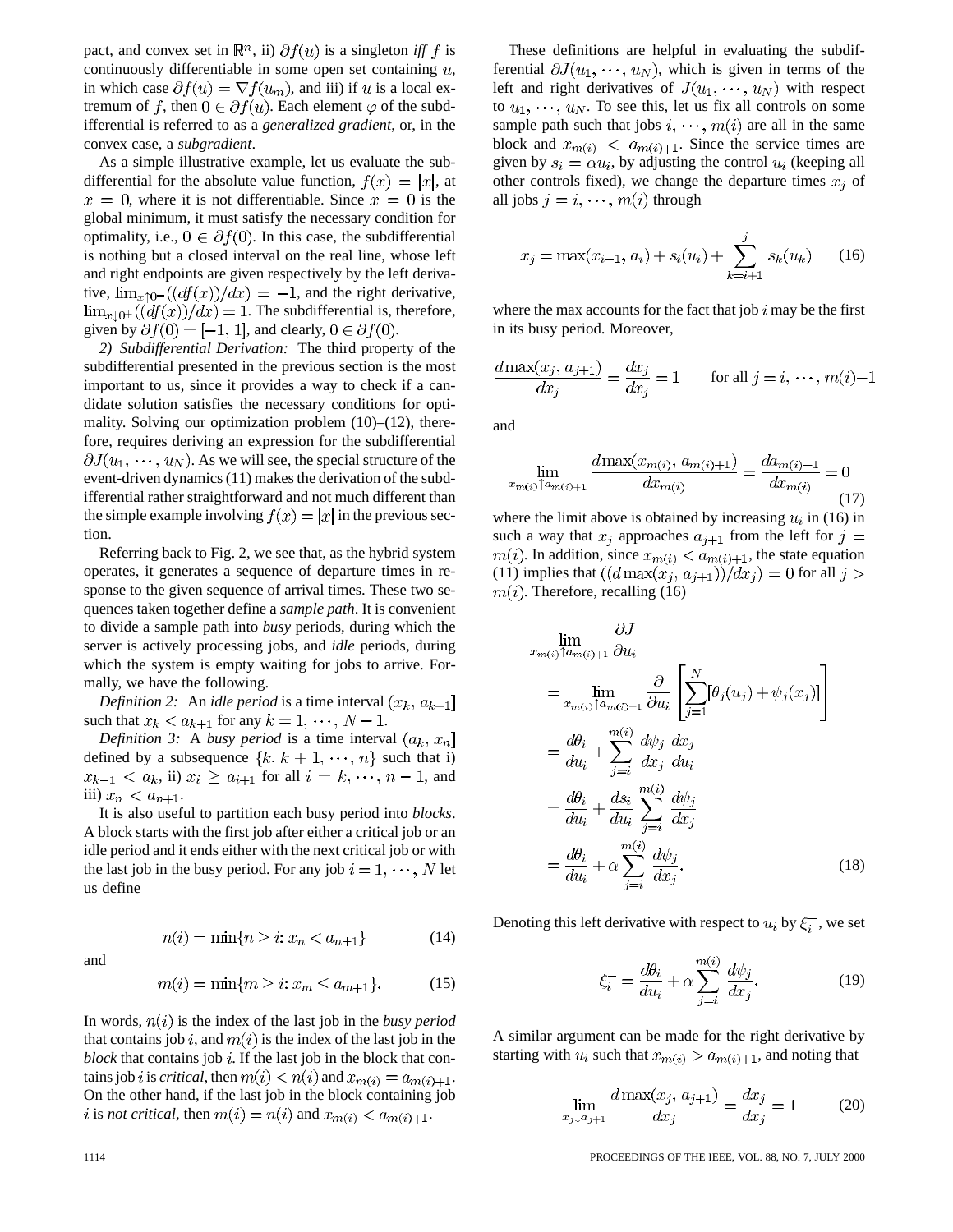pact, and convex set in $\mathbb{R}^n$, ii) $\partial f(u)$ is a singleton *iff* $f$ is continuously differentiable in some open set containing $u$, in which case $\partial f(u) = \nabla f(u_m)$, and iii) if $u$ is a local extremum of $f$, then $0 \in \partial f(u)$. Each element $\varphi$ of the subdifferential is referred to as a *generalized gradient*, or, in the convex case, a *subgradient*.

As a simple illustrative example, let us evaluate the subdifferential for the absolute value function, $f(x) = |x|$, at $x = 0$, where it is not differentiable. Since $x = 0$ is the global minimum, it must satisfy the necessary condition for optimality, i.e., $0 \in \partial f(0)$. In this case, the subdifferential is nothing but a closed interval on the real line, whose left and right endpoints are given respectively by the left derivative, $\lim_{x \uparrow 0^-}((df(x))/dx) = -1$, and the right derivative, $\lim_{x \downarrow 0^+}((df(x))/dx) = 1$. The subdifferential is, therefore, given by $\partial f(0) = [-1, 1]$, and clearly, $0 \in \partial f(0)$.

*2) Subdifferential Derivation:* The third property of the subdifferential presented in the previous section is the most important to us, since it provides a way to check if a candidate solution satisfies the necessary conditions for optimality. Solving our optimization problem (10)–(12), therefore, requires deriving an expression for the subdifferential $\partial J(u_1, \cdots, u_N)$. As we will see, the special structure of the event-driven dynamics (11) makes the derivation of the subdifferential rather straightforward and not much different than the simple example involving $f(x) = |x|$ in the previous section.

Referring back to Fig. 2, we see that, as the hybrid system operates, it generates a sequence of departure times in response to the given sequence of arrival times. These two sequences taken together define a *sample path*. It is convenient to divide a sample path into *busy* periods, during which the server is actively processing jobs, and *idle* periods, during which the system is empty waiting for jobs to arrive. Formally, we have the following.

*Definition 2:* An *idle period* is a time interval $(x_k, a_{k+1}]$ such that $x_k < a_{k+1}$ for any $k = 1, \cdots, N-1$.

*Definition 3:* A *busy period* is a time interval $(a_k, x_n]$ defined by a subsequence $\{k, k+1, \cdots, n\}$ such that i) $x_{k-1} < a_k$, ii) $x_i \geq a_{i+1}$ for all $i = k, \cdots, n-1$, and iii) $x_n < a_{n+1}$.

It is also useful to partition each busy period into *blocks*. A block starts with the first job after either a critical job or an idle period and it ends either with the next critical job or with the last job in the busy period. For any job $i = 1, \cdots, N$ let us define

$$n(i) = \min\{n \geq i: x_n < a_{n+1}\} \tag{14}$$

and

$$m(i) = \min\{m \geq i: x_m \leq a_{m+1}\}. \tag{15}$$

In words, $n(i)$ is the index of the last job in the *busy period* that contains job $i$, and $m(i)$ is the index of the last job in the *block* that contains job $i$. If the last job in the block that contains job $i$ is *critical*, then $m(i) < n(i)$ and $x_{m(i)} = a_{m(i)+1}$. On the other hand, if the last job in the block containing job $i$ is *not critical*, then $m(i) = n(i)$ and $x_{m(i)} < a_{m(i)+1}$.

These definitions are helpful in evaluating the subdifferential $\partial J(u_1, \cdots, u_N)$, which is given in terms of the left and right derivatives of $J(u_1, \cdots, u_N)$ with respect to $u_1, \cdots, u_N$. To see this, let us fix all controls on some sample path such that jobs $i, \cdots, m(i)$ are all in the same block and $x_{m(i)} < a_{m(i)+1}$. Since the service times are given by $s_i = \alpha u_i$, by adjusting the control $u_i$ (keeping all other controls fixed), we change the departure times $x_j$ of all jobs $j = i, \cdots, m(i)$ through

$$x_j = \max(x_{i-1}, a_i) + s_i(u_i) + \sum_{k=i+1}^{j} s_k(u_k) \tag{16}$$

where the max accounts for the fact that job $i$ may be the first in its busy period. Moreover,

$$\frac{d\max(x_j, a_{j+1})}{dx_j} = \frac{dx_j}{dx_j} = 1 \qquad \text{for all } j = i, \cdots, m(i)-1$$

and

$$\lim_{x_{m(i)} \uparrow a_{m(i)+1}} \frac{d\max(x_{m(i)}, a_{m(i)+1})}{dx_{m(i)}} = \frac{da_{m(i)+1}}{dx_{m(i)}} = 0 \tag{17}$$

where the limit above is obtained by increasing $u_i$ in (16) in such a way that $x_j$ approaches $a_{j+1}$ from the left for $j = m(i)$. In addition, since $x_{m(i)} < a_{m(i)+1}$, the state equation (11) implies that $((d\max(x_j, a_{j+1}))/dx_j) = 0$ for all $j > m(i)$. Therefore, recalling (16)

$$\begin{aligned}
&\lim_{x_{m(i)} \uparrow a_{m(i)+1}} \frac{\partial J}{\partial u_i} \\
&\quad = \lim_{x_{m(i)} \uparrow a_{m(i)+1}} \frac{\partial}{\partial u_i} \left[ \sum_{j=1}^{N} [\theta_j(u_j) + \psi_j(x_j)] \right] \\
&\quad = \frac{d\theta_i}{du_i} + \sum_{j=i}^{m(i)} \frac{d\psi_j}{dx_j} \frac{dx_j}{du_i} \\
&\quad = \frac{d\theta_i}{du_i} + \frac{ds_i}{du_i} \sum_{j=i}^{m(i)} \frac{d\psi_j}{dx_j} \\
&\quad = \frac{d\theta_i}{du_i} + \alpha \sum_{j=i}^{m(i)} \frac{d\psi_j}{dx_j}.
\end{aligned} \tag{18}$$

Denoting this left derivative with respect to $u_i$ by $\xi_i^-$, we set

$$\xi_i^- = \frac{d\theta_i}{du_i} + \alpha \sum_{j=i}^{m(i)} \frac{d\psi_j}{dx_j}. \tag{19}$$

A similar argument can be made for the right derivative by starting with $u_i$ such that $x_{m(i)} > a_{m(i)+1}$, and noting that

$$\lim_{x_j \downarrow a_{j+1}} \frac{d\max(x_j, a_{j+1})}{dx_j} = \frac{dx_j}{dx_j} = 1 \tag{20}$$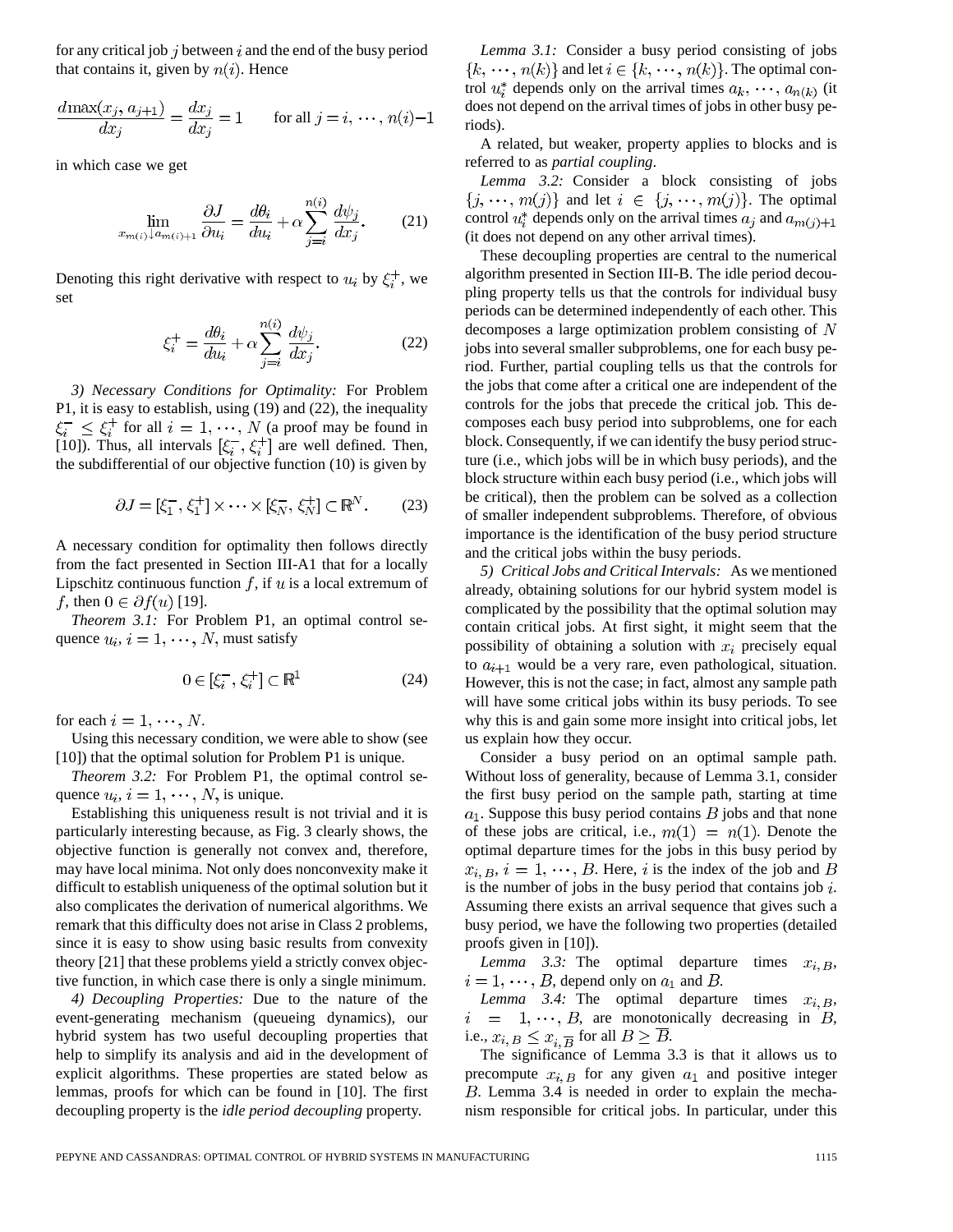for any critical job $j$ between $i$ and the end of the busy period that contains it, given by $n(i)$. Hence

$$\frac{d\max(x_j, a_{j+1})}{dx_j} = \frac{dx_j}{dx_j} = 1 \qquad \text{for all } j = i, \cdots, n(i)-1$$

in which case we get

$$\lim_{x_{m(i)} \downarrow a_{m(i)+1}} \frac{\partial J}{\partial u_i} = \frac{d\theta_i}{du_i} + \alpha \sum_{j=i}^{n(i)} \frac{d\psi_j}{dx_j}. \tag{21}$$

Denoting this right derivative with respect to $u_i$ by $\xi_i^+$, we set

$$\xi_i^+ = \frac{d\theta_i}{du_i} + \alpha \sum_{j=i}^{n(i)} \frac{d\psi_j}{dx_j}. \tag{22}$$

*3) Necessary Conditions for Optimality:* For Problem P1, it is easy to establish, using (19) and (22), the inequality $\xi_i^- \leq \xi_i^+$ for all $i = 1, \cdots, N$ (a proof may be found in [10]). Thus, all intervals $[\xi_i^-, \xi_i^+]$ are well defined. Then, the subdifferential of our objective function (10) is given by

$$\partial J = [\xi_1^-, \xi_1^+] \times \cdots \times [\xi_N^-, \xi_N^+] \subset \mathbb{R}^N. \tag{23}$$

A necessary condition for optimality then follows directly from the fact presented in Section III-A1 that for a locally Lipschitz continuous function $f$, if $u$ is a local extremum of $f$, then $0 \in \partial f(u)$ [19].

*Theorem 3.1:* For Problem P1, an optimal control sequence $u_i$, $i = 1, \cdots, N$, must satisfy

$$0 \in [\xi_i^-, \xi_i^+] \subset \mathbb{R}^1 \tag{24}$$

for each $i = 1, \cdots, N$.

Using this necessary condition, we were able to show (see [10]) that the optimal solution for Problem P1 is unique.

*Theorem 3.2:* For Problem P1, the optimal control sequence $u_i$, $i = 1, \cdots, N$, is unique.

Establishing this uniqueness result is not trivial and it is particularly interesting because, as Fig. 3 clearly shows, the objective function is generally not convex and, therefore, may have local minima. Not only does nonconvexity make it difficult to establish uniqueness of the optimal solution but it also complicates the derivation of numerical algorithms. We remark that this difficulty does not arise in Class 2 problems, since it is easy to show using basic results from convexity theory [21] that these problems yield a strictly convex objective function, in which case there is only a single minimum.

*4) Decoupling Properties:* Due to the nature of the event-generating mechanism (queueing dynamics), our hybrid system has two useful decoupling properties that help to simplify its analysis and aid in the development of explicit algorithms. These properties are stated below as lemmas, proofs for which can be found in [10]. The first decoupling property is the *idle period decoupling* property.

*Lemma 3.1:* Consider a busy period consisting of jobs $\{k, \cdots, n(k)\}$ and let $i \in \{k, \cdots, n(k)\}$. The optimal control $u_i^*$ depends only on the arrival times $a_k, \cdots, a_{n(k)}$ (it does not depend on the arrival times of jobs in other busy periods).

A related, but weaker, property applies to blocks and is referred to as *partial coupling*.

*Lemma 3.2:* Consider a block consisting of jobs $\{j, \cdots, m(j)\}$ and let $i \in \{j, \cdots, m(j)\}$. The optimal control $u_i^*$ depends only on the arrival times $a_j$ and $a_{m(j)+1}$ (it does not depend on any other arrival times).

These decoupling properties are central to the numerical algorithm presented in Section III-B. The idle period decoupling property tells us that the controls for individual busy periods can be determined independently of each other. This decomposes a large optimization problem consisting of $N$ jobs into several smaller subproblems, one for each busy period. Further, partial coupling tells us that the controls for the jobs that come after a critical one are independent of the controls for the jobs that precede the critical job. This decomposes each busy period into subproblems, one for each block. Consequently, if we can identify the busy period structure (i.e., which jobs will be in which busy periods), and the block structure within each busy period (i.e., which jobs will be critical), then the problem can be solved as a collection of smaller independent subproblems. Therefore, of obvious importance is the identification of the busy period structure and the critical jobs within the busy periods.

*5) Critical Jobs and Critical Intervals:* As we mentioned already, obtaining solutions for our hybrid system model is complicated by the possibility that the optimal solution may contain critical jobs. At first sight, it might seem that the possibility of obtaining a solution with $x_i$ precisely equal to $a_{i+1}$ would be a very rare, even pathological, situation. However, this is not the case; in fact, almost any sample path will have some critical jobs within its busy periods. To see why this is and gain some more insight into critical jobs, let us explain how they occur.

Consider a busy period on an optimal sample path. Without loss of generality, because of Lemma 3.1, consider the first busy period on the sample path, starting at time $a_1$. Suppose this busy period contains $B$ jobs and that none of these jobs are critical, i.e., $m(1) = n(1)$. Denote the optimal departure times for the jobs in this busy period by $x_{i,B}$, $i = 1, \cdots, B$. Here, $i$ is the index of the job and $B$ is the number of jobs in the busy period that contains job $i$. Assuming there exists an arrival sequence that gives such a busy period, we have the following two properties (detailed proofs given in [10]).

*Lemma 3.3:* The optimal departure times $x_{i,B}$, $i = 1, \cdots, B$, depend only on $a_1$ and $B$.

*Lemma 3.4:* The optimal departure times $x_{i,B}$, $i = 1, \cdots, B$, are monotonically decreasing in $B$, i.e., $x_{i,B} \leq x_{i,\overline{B}}$ for all $B \geq \overline{B}$.

The significance of Lemma 3.3 is that it allows us to precompute $x_{i,B}$ for any given $a_1$ and positive integer $B$. Lemma 3.4 is needed in order to explain the mechanism responsible for critical jobs. In particular, under this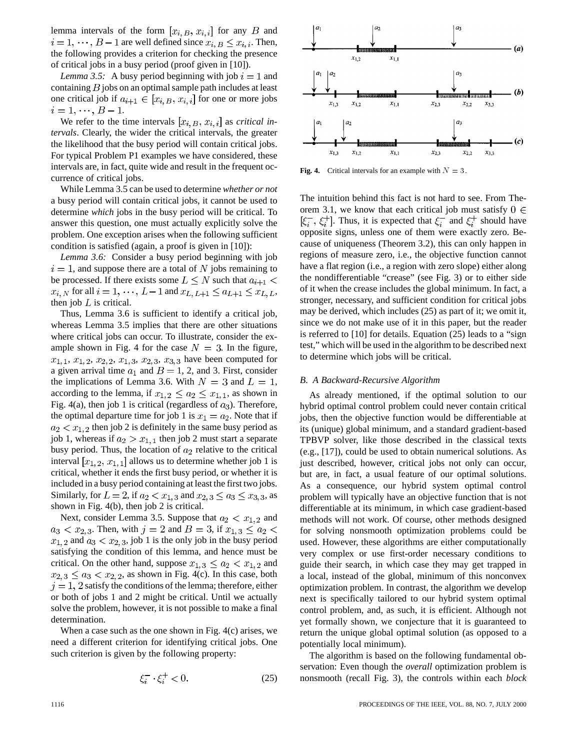lemma intervals of the form $[x_{i,B}, x_{i,i}]$ for any $B$ and $i = 1, \cdots, B-1$ are well defined since $x_{i,B} \le x_{i,i}$. Then, the following provides a criterion for checking the presence of critical jobs in a busy period (proof given in [10]).

*Lemma 3.5:* A busy period beginning with job $i = 1$ and containing $B$ jobs on an optimal sample path includes at least one critical job if $a_{i+1} \in [x_{i,B}, x_{i,i}]$ for one or more jobs $i = 1, \cdots, B-1$.

We refer to the time intervals $[x_{i,B}, x_{i,i}]$ as *critical intervals*. Clearly, the wider the critical intervals, the greater the likelihood that the busy period will contain critical jobs. For typical Problem P1 examples we have considered, these intervals are, in fact, quite wide and result in the frequent occurrence of critical jobs.

While Lemma 3.5 can be used to determine *whether or not* a busy period will contain critical jobs, it cannot be used to determine *which* jobs in the busy period will be critical. To answer this question, one must actually explicitly solve the problem. One exception arises when the following sufficient condition is satisfied (again, a proof is given in [10]):

*Lemma 3.6:* Consider a busy period beginning with job $i = 1$, and suppose there are a total of $N$ jobs remaining to be processed. If there exists some $L \le N$ such that $a_{i+1} < x_{i,N}$ for all $i = 1, \cdots, L-1$ and $x_{L,L+1} \le a_{L+1} \le x_{L,L}$, then job $L$ is critical.

Thus, Lemma 3.6 is sufficient to identify a critical job, whereas Lemma 3.5 implies that there are other situations where critical jobs can occur. To illustrate, consider the example shown in Fig. 4 for the case $N = 3$. In the figure, $x_{1,1}, x_{1,2}, x_{2,2}, x_{1,3}, x_{2,3}, x_{3,3}$ have been computed for a given arrival time $a_1$ and $B = 1$, 2, and 3. First, consider the implications of Lemma 3.6. With $N = 3$ and $L = 1$, according to the lemma, if $x_{1,2} \le a_2 \le x_{1,1}$, as shown in Fig. 4(a), then job 1 is critical (regardless of $a_3$). Therefore, the optimal departure time for job 1 is $x_1 = a_2$. Note that if $a_2 < x_{1,2}$ then job 2 is definitely in the same busy period as job 1, whereas if $a_2 > x_{1,1}$ then job 2 must start a separate busy period. Thus, the location of $a_2$ relative to the critical interval $[x_{1,2}, x_{1,1}]$ allows us to determine whether job 1 is critical, whether it ends the first busy period, or whether it is included in a busy period containing at least the first two jobs. Similarly, for $L = 2$, if $a_2 < x_{1,3}$ and $x_{2,3} \le a_3 \le x_{3,3}$, as shown in Fig. 4(b), then job 2 is critical.

Next, consider Lemma 3.5. Suppose that $a_2 < x_{1,2}$ and $a_3 < x_{2,3}$. Then, with $j = 2$ and $B = 3$, if $x_{1,3} \le a_2 < x_{1,2}$ and $a_3 < x_{2,3}$, job 1 is the only job in the busy period satisfying the condition of this lemma, and hence must be critical. On the other hand, suppose $x_{1,3} \le a_2 < x_{1,2}$ and $x_{2,3} \le a_3 < x_{2,2}$, as shown in Fig. 4(c). In this case, both $j = 1, 2$ satisfy the conditions of the lemma; therefore, either or both of jobs 1 and 2 might be critical. Until we actually solve the problem, however, it is not possible to make a final determination.

When a case such as the one shown in Fig. 4(c) arises, we need a different criterion for identifying critical jobs. One such criterion is given by the following property:

$$\xi_i^- \cdot \xi_i^+ < 0. \tag{25}$$

**Fig. 4.** Critical intervals for an example with $N = 3$.

The intuition behind this fact is not hard to see. From Theorem 3.1, we know that each critical job must satisfy $0 \in [\xi_i^-, \xi_i^+]$. Thus, it is expected that $\xi_i^-$ and $\xi_i^+$ should have opposite signs, unless one of them were exactly zero. Because of uniqueness (Theorem 3.2), this can only happen in regions of measure zero, i.e., the objective function cannot have a flat region (i.e., a region with zero slope) either along the nondifferentiable "crease" (see Fig. 3) or to either side of it when the crease includes the global minimum. In fact, a stronger, necessary, and sufficient condition for critical jobs may be derived, which includes (25) as part of it; we omit it, since we do not make use of it in this paper, but the reader is referred to [10] for details. Equation (25) leads to a "sign test," which will be used in the algorithm to be described next to determine which jobs will be critical.

### B. A Backward-Recursive Algorithm

As already mentioned, if the optimal solution to our hybrid optimal control problem could never contain critical jobs, then the objective function would be differentiable at its (unique) global minimum, and a standard gradient-based TPBVP solver, like those described in the classical texts (e.g., [17]), could be used to obtain numerical solutions. As just described, however, critical jobs not only can occur, but are, in fact, a usual feature of our optimal solutions. As a consequence, our hybrid system optimal control problem will typically have an objective function that is not differentiable at its minimum, in which case gradient-based methods will not work. Of course, other methods designed for solving nonsmooth optimization problems could be used. However, these algorithms are either computationally very complex or use first-order necessary conditions to guide their search, in which case they may get trapped in a local, instead of the global, minimum of this nonconvex optimization problem. In contrast, the algorithm we develop next is specifically tailored to our hybrid system optimal control problem, and, as such, it is efficient. Although not yet formally shown, we conjecture that it is guaranteed to return the unique global optimal solution (as opposed to a potentially local minimum).

The algorithm is based on the following fundamental observation: Even though the *overall* optimization problem is nonsmooth (recall Fig. 3), the controls within each *block*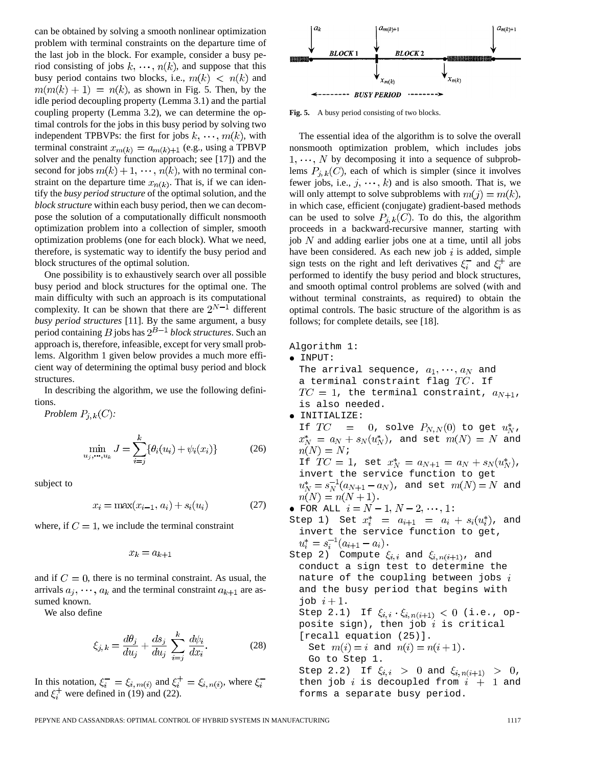can be obtained by solving a smooth nonlinear optimization problem with terminal constraints on the departure time of the last job in the block. For example, consider a busy period consisting of jobs $k, \cdots, n(k)$, and suppose that this busy period contains two blocks, i.e., $m(k) < n(k)$ and $m(m(k)+1) = n(k)$, as shown in Fig. 5. Then, by the idle period decoupling property (Lemma 3.1) and the partial coupling property (Lemma 3.2), we can determine the optimal controls for the jobs in this busy period by solving two independent TPBVPs: the first for jobs $k, \cdots, m(k)$, with terminal constraint $x_{m(k)} = a_{m(k)+1}$ (e.g., using a TPBVP solver and the penalty function approach; see [17]) and the second for jobs $m(k)+1, \cdots, n(k)$, with no terminal constraint on the departure time $x_{n(k)}$. That is, if we can identify the *busy period structure* of the optimal solution, and the *block structure* within each busy period, then we can decompose the solution of a computationally difficult nonsmooth optimization problem into a collection of simpler, smooth optimization problems (one for each block). What we need, therefore, is systematic way to identify the busy period and block structures of the optimal solution.

One possibility is to exhaustively search over all possible busy period and block structures for the optimal one. The main difficulty with such an approach is its computational complexity. It can be shown that there are $2^{N-1}$ different *busy period structures* [11]. By the same argument, a busy period containing $B$ jobs has $2^{B-1}$ *block structures*. Such an approach is, therefore, infeasible, except for very small problems. Algorithm 1 given below provides a much more efficient way of determining the optimal busy period and block structures.

In describing the algorithm, we use the following definitions.

*Problem* $P_{j,k}(C)$:

$$\min_{u_j, \cdots, u_k} J = \sum_{i=j}^{k} \{\theta_i(u_i) + \psi_i(x_i)\} \tag{26}$$

subject to

$$x_i = \max(x_{i-1}, a_i) + s_i(u_i) \tag{27}$$

where, if $C = 1$, we include the terminal constraint

$$x_k = a_{k+1}$$

and if $C = 0$, there is no terminal constraint. As usual, the arrivals $a_j, \cdots, a_k$ and the terminal constraint $a_{k+1}$ are assumed known.

We also define

$$\xi_{j,k} = \frac{d\theta_j}{du_j} + \frac{ds_j}{du_j} \sum_{i=j}^{k} \frac{d\psi_i}{dx_i}. \tag{28}$$

In this notation, $\xi_i^- = \xi_{i,m(i)}$ and $\xi_i^+ = \xi_{i,n(i)}$, where $\xi_i^-$ and $\xi_i^+$ were defined in (19) and (22).

Fig. 5. A busy period consisting of two blocks.

The essential idea of the algorithm is to solve the overall nonsmooth optimization problem, which includes jobs $1, \cdots, N$ by decomposing it into a sequence of subproblems $P_{j,k}(C)$, each of which is simpler (since it involves fewer jobs, i.e., $j, \cdots, k$) and is also smooth. That is, we will only attempt to solve subproblems with $m(j) = m(k)$, in which case, efficient (conjugate) gradient-based methods can be used to solve $P_{j,k}(C)$. To do this, the algorithm proceeds in a backward-recursive manner, starting with job $N$ and adding earlier jobs one at a time, until all jobs have been considered. As each new job $i$ is added, simple sign tests on the right and left derivatives $\xi_i^-$ and $\xi_i^+$ are performed to identify the busy period and block structures, and smooth optimal control problems are solved (with and without terminal constraints, as required) to obtain the optimal controls. The basic structure of the algorithm is as follows; for complete details, see [18].

Algorithm 1:

- INPUT:
  The arrival sequence, $a_1, \cdots, a_N$ and a terminal constraint flag $TC$. If $TC = 1$, the terminal constraint, $a_{N+1}$, is also needed.
- INITIALIZE:
  If $TC = 0$, solve $P_{N,N}(0)$ to get $u_N^*$, $x_N^* = a_N + s_N(u_N^*)$, and set $m(N) = N$ and $n(N) = N$;
  If $TC = 1$, set $x_N^* = a_{N+1} = a_N + s_N(u_N^*)$, invert the service function to get $u_N^* = s_N^{-1}(a_{N+1} - a_N)$, and set $m(N) = N$ and $n(N) = n(N+1)$.
- FOR ALL $i = N-1, N-2, \cdots, 1$:

Step 1) Set $x_i^* = a_{i+1} = a_i + s_i(u_i^*)$, and invert the service function to get, $u_i^* = s_i^{-1}(a_{i+1} - a_i)$.

Step 2) Compute $\xi_{i,i}$ and $\xi_{i,n(i+1)}$, and conduct a sign test to determine the nature of the coupling between jobs $i$ and the busy period that begins with job $i+1$.

Step 2.1) If $\xi_{i,i} \cdot \xi_{i,n(i+1)} < 0$ (i.e., opposite sign), then job $i$ is critical [recall equation (25)].
Set $m(i) = i$ and $n(i) = n(i+1)$.
Go to Step 1.

Step 2.2) If $\xi_{i,i} > 0$ and $\xi_{i,n(i+1)} > 0$, then job $i$ is decoupled from $i+1$ and forms a separate busy period.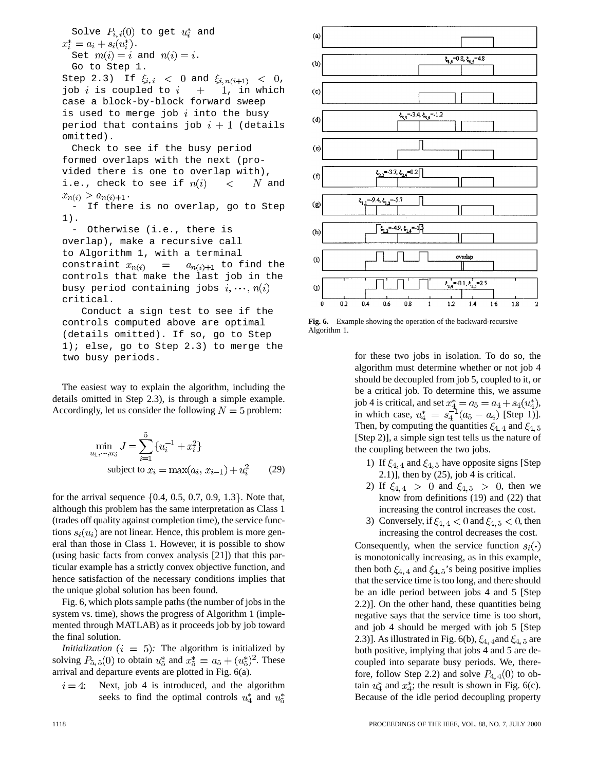Solve $P_{i,i}(0)$ to get $u_i^*$ and $x_i^* = a_i + s_i(u_i^*)$.

Set $m(i) = i$ and $n(i) = i$.

Go to Step 1.

Step 2.3) If $\xi_{i,i} < 0$ and $\xi_{i,n(i+1)} < 0$, job $i$ is coupled to $i + 1$, in which case a block-by-block forward sweep is used to merge job $i$ into the busy period that contains job $i+1$ (details omitted).

Check to see if the busy period formed overlaps with the next (provided there is one to overlap with), i.e., check to see if $n(i) < N$ and $x_{n(i)} > a_{n(i)+1}$.

- If there is no overlap, go to Step 1).
- Otherwise (i.e., there is overlap), make a recursive call to Algorithm 1, with a terminal constraint $x_{n(i)} = a_{n(i)+1}$ to find the controls that make the last job in the busy period containing jobs $i, \cdots, n(i)$ critical.

Conduct a sign test to see if the controls computed above are optimal (details omitted). If so, go to Step 1); else, go to Step 2.3) to merge the two busy periods.

The easiest way to explain the algorithm, including the details omitted in Step 2.3), is through a simple example. Accordingly, let us consider the following $N = 5$ problem:

$$\min_{u_1, \cdots, u_5} J = \sum_{i=1}^{5} \{u_i^{-1} + x_i^2\}$$
$$\text{subject to } x_i = \max(a_i, x_{i-1}) + u_i^2 \qquad (29)$$

for the arrival sequence $\{0.4, 0.5, 0.7, 0.9, 1.3\}$. Note that, although this problem has the same interpretation as Class 1 (trades off quality against completion time), the service functions $s_i(u_i)$ are not linear. Hence, this problem is more general than those in Class 1. However, it is possible to show (using basic facts from convex analysis [21]) that this particular example has a strictly convex objective function, and hence satisfaction of the necessary conditions implies that the unique global solution has been found.

Fig. 6, which plots sample paths (the number of jobs in the system vs. time), shows the progress of Algorithm 1 (implemented through MATLAB) as it proceeds job by job toward the final solution.

*Initialization* $(i = 5)$*:* The algorithm is initialized by solving $P_{5,5}(0)$ to obtain $u_5^*$ and $x_5^* = a_5 + (u_5^*)^2$. These arrival and departure events are plotted in Fig. 6(a).

$i = 4$: Next, job 4 is introduced, and the algorithm seeks to find the optimal controls $u_4^*$ and $u_5^*$ for these two jobs in isolation. To do so, the algorithm must determine whether or not job 4 should be decoupled from job 5, coupled to it, or be a critical job. To determine this, we assume job 4 is critical, and set $x_4^* = a_5 = a_4 + s_4(u_4^*)$, in which case, $u_4^* = s_4^{-1}(a_5 - a_4)$ [Step 1)]. Then, by computing the quantities $\xi_{4,4}$ and $\xi_{4,5}$ [Step 2)], a simple sign test tells us the nature of the coupling between the two jobs.

1) If $\xi_{4,4}$ and $\xi_{4,5}$ have opposite signs [Step 2.1)], then by (25), job 4 is critical.
2) If $\xi_{4,4} > 0$ and $\xi_{4,5} > 0$, then we know from definitions (19) and (22) that increasing the control increases the cost.
3) Conversely, if $\xi_{4,4} < 0$ and $\xi_{4,5} < 0$, then increasing the control decreases the cost.

Consequently, when the service function $s_i(\cdot)$ is monotonically increasing, as in this example, then both $\xi_{4,4}$ and $\xi_{4,5}$'s being positive implies that the service time is too long, and there should be an idle period between jobs 4 and 5 [Step 2.2)]. On the other hand, these quantities being negative says that the service time is too short, and job 4 should be merged with job 5 [Step 2.3)]. As illustrated in Fig. 6(b), $\xi_{4,4}$ and $\xi_{4,5}$ are both positive, implying that jobs 4 and 5 are decoupled into separate busy periods. We, therefore, follow Step 2.2) and solve $P_{4,4}(0)$ to obtain $u_4^*$ and $x_4^*$; the result is shown in Fig. 6(c). Because of the idle period decoupling property

**Fig. 6.** Example showing the operation of the backward-recursive Algorithm 1.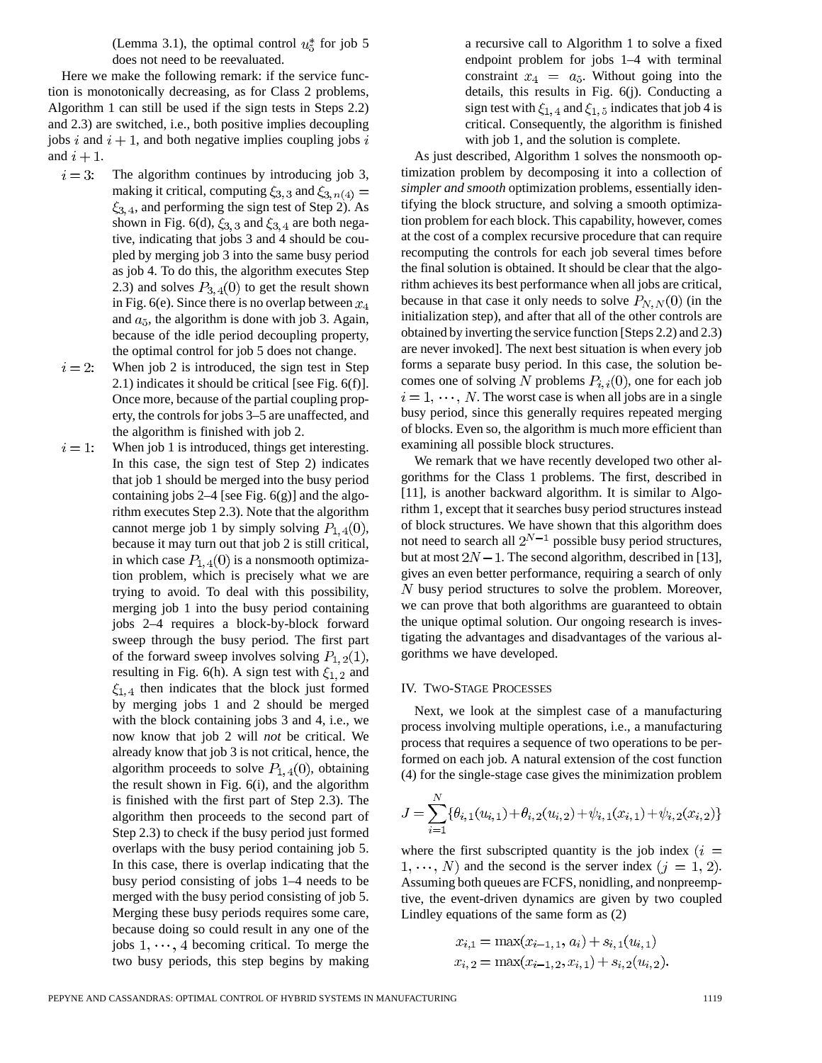(Lemma 3.1), the optimal control $u_5^*$ for job 5 does not need to be reevaluated.

Here we make the following remark: if the service function is monotonically decreasing, as for Class 2 problems, Algorithm 1 can still be used if the sign tests in Steps 2.2) and 2.3) are switched, i.e., both positive implies decoupling jobs $i$ and $i+1$, and both negative implies coupling jobs $i$ and $i+1$.

- $i = 3$: The algorithm continues by introducing job 3, making it critical, computing $\xi_{3,3}$ and $\xi_{3,n(4)} = \xi_{3,4}$, and performing the sign test of Step 2). As shown in Fig. 6(d), $\xi_{3,3}$ and $\xi_{3,4}$ are both negative, indicating that jobs 3 and 4 should be coupled by merging job 3 into the same busy period as job 4. To do this, the algorithm executes Step 2.3) and solves $P_{3,4}(0)$ to get the result shown in Fig. 6(e). Since there is no overlap between $x_4$ and $a_5$, the algorithm is done with job 3. Again, because of the idle period decoupling property, the optimal control for job 5 does not change.
- $i = 2$: When job 2 is introduced, the sign test in Step 2.1) indicates it should be critical [see Fig. 6(f)]. Once more, because of the partial coupling property, the controls for jobs 3–5 are unaffected, and the algorithm is finished with job 2.
- $i = 1$: When job 1 is introduced, things get interesting. In this case, the sign test of Step 2) indicates that job 1 should be merged into the busy period containing jobs 2–4 [see Fig. 6(g)] and the algorithm executes Step 2.3). Note that the algorithm cannot merge job 1 by simply solving $P_{1,4}(0)$, because it may turn out that job 2 is still critical, in which case $P_{1,4}(0)$ is a nonsmooth optimization problem, which is precisely what we are trying to avoid. To deal with this possibility, merging job 1 into the busy period containing jobs 2–4 requires a block-by-block forward sweep through the busy period. The first part of the forward sweep involves solving $P_{1,2}(1)$, resulting in Fig. 6(h). A sign test with $\xi_{1,2}$ and $\xi_{1,4}$ then indicates that the block just formed by merging jobs 1 and 2 should be merged with the block containing jobs 3 and 4, i.e., we now know that job 2 will *not* be critical. We already know that job 3 is not critical, hence, the algorithm proceeds to solve $P_{1,4}(0)$, obtaining the result shown in Fig. 6(i), and the algorithm is finished with the first part of Step 2.3). The algorithm then proceeds to the second part of Step 2.3) to check if the busy period just formed overlaps with the busy period containing job 5. In this case, there is overlap indicating that the busy period consisting of jobs 1–4 needs to be merged with the busy period consisting of job 5. Merging these busy periods requires some care, because doing so could result in any one of the jobs $1, \cdots, 4$ becoming critical. To merge the two busy periods, this step begins by making a recursive call to Algorithm 1 to solve a fixed endpoint problem for jobs 1–4 with terminal constraint $x_4 = a_5$. Without going into the details, this results in Fig. 6(j). Conducting a sign test with $\xi_{1,4}$ and $\xi_{1,5}$ indicates that job 4 is critical. Consequently, the algorithm is finished with job 1, and the solution is complete.

As just described, Algorithm 1 solves the nonsmooth optimization problem by decomposing it into a collection of *simpler and smooth* optimization problems, essentially identifying the block structure, and solving a smooth optimization problem for each block. This capability, however, comes at the cost of a complex recursive procedure that can require recomputing the controls for each job several times before the final solution is obtained. It should be clear that the algorithm achieves its best performance when all jobs are critical, because in that case it only needs to solve $P_{N,N}(0)$ (in the initialization step), and after that all of the other controls are obtained by inverting the service function [Steps 2.2) and 2.3) are never invoked]. The next best situation is when every job forms a separate busy period. In this case, the solution becomes one of solving $N$ problems $P_{i,i}(0)$, one for each job $i = 1, \cdots, N$. The worst case is when all jobs are in a single busy period, since this generally requires repeated merging of blocks. Even so, the algorithm is much more efficient than examining all possible block structures.

We remark that we have recently developed two other algorithms for the Class 1 problems. The first, described in [11], is another backward algorithm. It is similar to Algorithm 1, except that it searches busy period structures instead of block structures. We have shown that this algorithm does not need to search all $2^{N-1}$ possible busy period structures, but at most $2N-1$. The second algorithm, described in [13], gives an even better performance, requiring a search of only $N$ busy period structures to solve the problem. Moreover, we can prove that both algorithms are guaranteed to obtain the unique optimal solution. Our ongoing research is investigating the advantages and disadvantages of the various algorithms we have developed.

## IV. Two-Stage Processes

Next, we look at the simplest case of a manufacturing process involving multiple operations, i.e., a manufacturing process that requires a sequence of two operations to be performed on each job. A natural extension of the cost function (4) for the single-stage case gives the minimization problem

$$J = \sum_{i=1}^{N} \{\theta_{i,1}(u_{i,1}) + \theta_{i,2}(u_{i,2}) + \psi_{i,1}(x_{i,1}) + \psi_{i,2}(x_{i,2})\}$$

where the first subscripted quantity is the job index ($i = 1, \cdots, N$) and the second is the server index ($j = 1, 2$). Assuming both queues are FCFS, nonidling, and nonpreemptive, the event-driven dynamics are given by two coupled Lindley equations of the same form as (2)

$$x_{i,1} = \max(x_{i-1,1}, a_i) + s_{i,1}(u_{i,1})$$
$$x_{i,2} = \max(x_{i-1,2}, x_{i,1}) + s_{i,2}(u_{i,2}).$$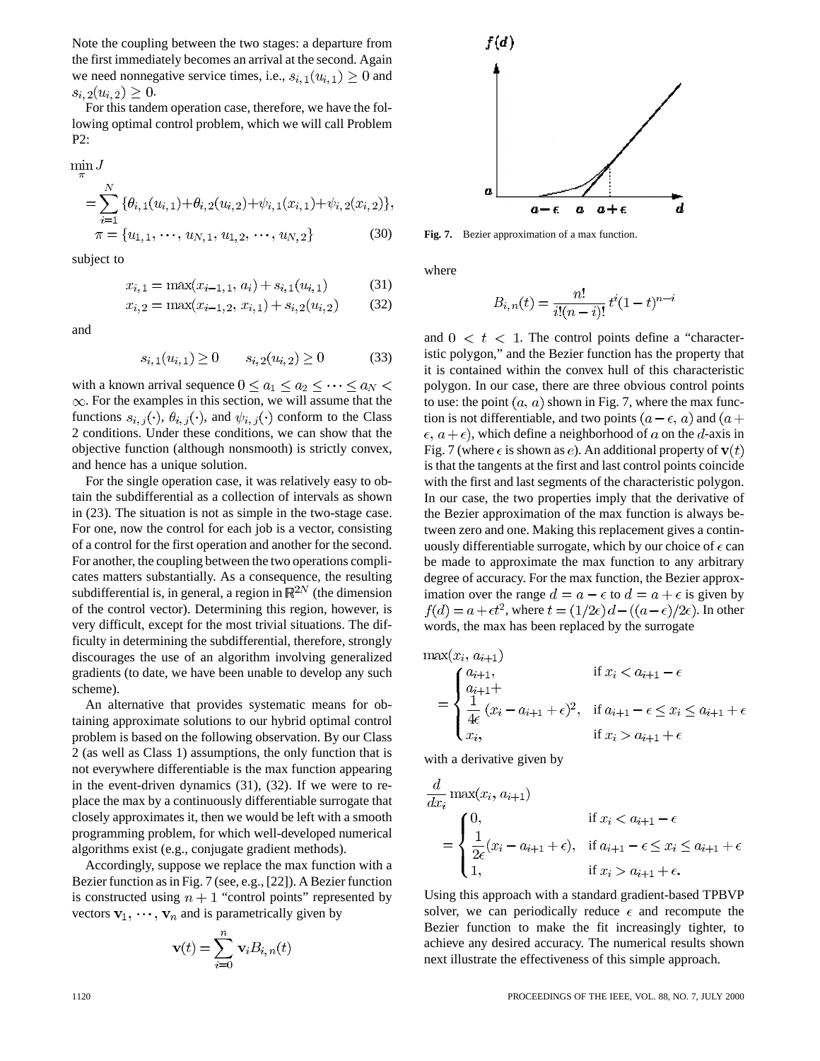Note the coupling between the two stages: a departure from the first immediately becomes an arrival at the second. Again we need nonnegative service times, i.e., $s_{i,1}(u_{i,1}) \geq 0$ and $s_{i,2}(u_{i,2}) \geq 0$.

For this tandem operation case, therefore, we have the following optimal control problem, which we will call Problem P2:

$$\min_{\pi} J = \sum_{i=1}^{N} \{\theta_{i,1}(u_{i,1}) + \theta_{i,2}(u_{i,2}) + \psi_{i,1}(x_{i,1}) + \psi_{i,2}(x_{i,2})\},$$
$$\pi = \{u_{1,1}, \cdots, u_{N,1}, u_{1,2}, \cdots, u_{N,2}\} \tag{30}$$

subject to

$$x_{i,1} = \max(x_{i-1,1}, a_i) + s_{i,1}(u_{i,1}) \tag{31}$$
$$x_{i,2} = \max(x_{i-1,2}, x_{i,1}) + s_{i,2}(u_{i,2}) \tag{32}$$

and

$$s_{i,1}(u_{i,1}) \geq 0 \qquad s_{i,2}(u_{i,2}) \geq 0 \tag{33}$$

with a known arrival sequence $0 \leq a_1 \leq a_2 \leq \cdots \leq a_N < \infty$. For the examples in this section, we will assume that the functions $s_{i,j}(\cdot)$, $\theta_{i,j}(\cdot)$, and $\psi_{i,j}(\cdot)$ conform to the Class 2 conditions. Under these conditions, we can show that the objective function (although nonsmooth) is strictly convex, and hence has a unique solution.

For the single operation case, it was relatively easy to obtain the subdifferential as a collection of intervals as shown in (23). The situation is not as simple in the two-stage case. For one, now the control for each job is a vector, consisting of a control for the first operation and another for the second. For another, the coupling between the two operations complicates matters substantially. As a consequence, the resulting subdifferential is, in general, a region in $\mathbb{R}^{2N}$ (the dimension of the control vector). Determining this region, however, is very difficult, except for the most trivial situations. The difficulty in determining the subdifferential, therefore, strongly discourages the use of an algorithm involving generalized gradients (to date, we have been unable to develop any such scheme).

An alternative that provides systematic means for obtaining approximate solutions to our hybrid optimal control problem is based on the following observation. By our Class 2 (as well as Class 1) assumptions, the only function that is not everywhere differentiable is the max function appearing in the event-driven dynamics (31), (32). If we were to replace the max by a continuously differentiable surrogate that closely approximates it, then we would be left with a smooth programming problem, for which well-developed numerical algorithms exist (e.g., conjugate gradient methods).

Accordingly, suppose we replace the max function with a Bezier function as in Fig. 7 (see, e.g., [22]). A Bezier function is constructed using $n+1$ "control points" represented by vectors $\mathbf{v}_1, \cdots, \mathbf{v}_n$ and is parametrically given by

$$\mathbf{v}(t) = \sum_{i=0}^{n} \mathbf{v}_i B_{i,n}(t)$$

Fig. 7. Bezier approximation of a max function.

where

$$B_{i,n}(t) = \frac{n!}{i!(n-i)!} t^i (1-t)^{n-i}$$

and $0 < t < 1$. The control points define a "characteristic polygon," and the Bezier function has the property that it is contained within the convex hull of this characteristic polygon. In our case, there are three obvious control points to use: the point $(a, a)$ shown in Fig. 7, where the max function is not differentiable, and two points $(a-\epsilon, a)$ and $(a+\epsilon, a+\epsilon)$, which define a neighborhood of $a$ on the $d$-axis in Fig. 7 (where $\epsilon$ is shown as $e$). An additional property of $\mathbf{v}(t)$ is that the tangents at the first and last control points coincide with the first and last segments of the characteristic polygon. In our case, the two properties imply that the derivative of the Bezier approximation of the max function is always between zero and one. Making this replacement gives a continuously differentiable surrogate, which by our choice of $\epsilon$ can be made to approximate the max function to any arbitrary degree of accuracy. For the max function, the Bezier approximation over the range $d = a - \epsilon$ to $d = a + \epsilon$ is given by $f(d) = a + \epsilon t^2$, where $t = (1/2\epsilon)d - ((a-\epsilon)/2\epsilon)$. In other words, the max has been replaced by the surrogate

$$\max(x_i, a_{i+1}) = \begin{cases} a_{i+1}, & \text{if } x_i < a_{i+1} - \epsilon \\ a_{i+1} + \dfrac{1}{4\epsilon}(x_i - a_{i+1} + \epsilon)^2, & \text{if } a_{i+1} - \epsilon \leq x_i \leq a_{i+1} + \epsilon \\ x_i, & \text{if } x_i > a_{i+1} + \epsilon \end{cases}$$

with a derivative given by

$$\frac{d}{dx_i}\max(x_i, a_{i+1}) = \begin{cases} 0, & \text{if } x_i < a_{i+1} - \epsilon \\ \dfrac{1}{2\epsilon}(x_i - a_{i+1} + \epsilon), & \text{if } a_{i+1} - \epsilon \leq x_i \leq a_{i+1} + \epsilon \\ 1, & \text{if } x_i > a_{i+1} + \epsilon. \end{cases}$$

Using this approach with a standard gradient-based TPBVP solver, we can periodically reduce $\epsilon$ and recompute the Bezier function to make the fit increasingly tighter, to achieve any desired accuracy. The numerical results shown next illustrate the effectiveness of this simple approach.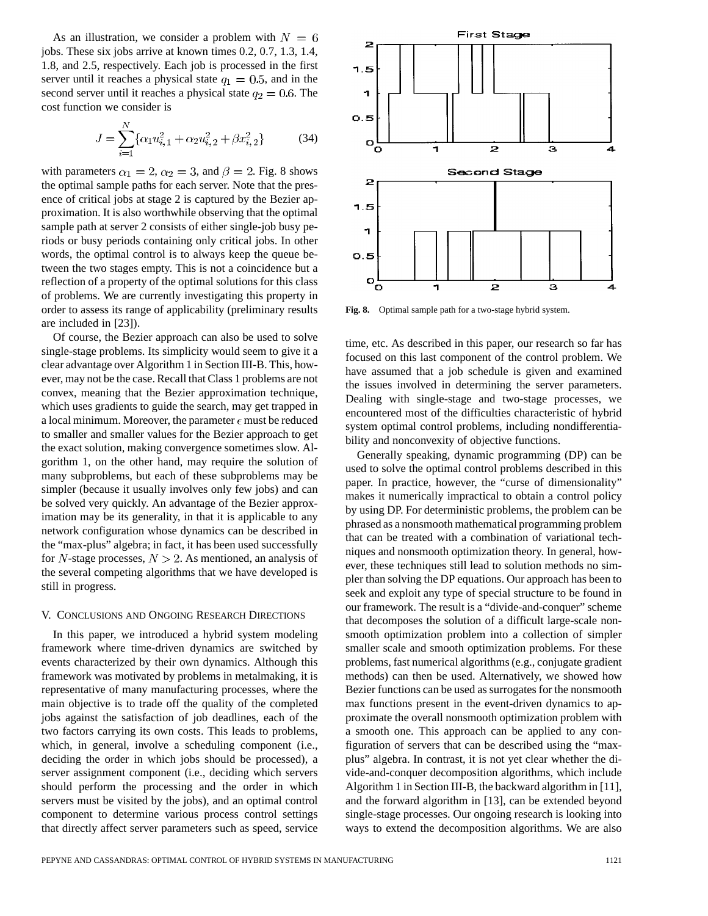As an illustration, we consider a problem with $N = 6$ jobs. These six jobs arrive at known times 0.2, 0.7, 1.3, 1.4, 1.8, and 2.5, respectively. Each job is processed in the first server until it reaches a physical state $q_1 = 0.5$, and in the second server until it reaches a physical state $q_2 = 0.6$. The cost function we consider is

$$J = \sum_{i=1}^{N} \{\alpha_1 u_{i,1}^2 + \alpha_2 u_{i,2}^2 + \beta x_{i,2}^2\} \tag{34}$$

with parameters $\alpha_1 = 2$, $\alpha_2 = 3$, and $\beta = 2$. Fig. 8 shows the optimal sample paths for each server. Note that the presence of critical jobs at stage 2 is captured by the Bezier approximation. It is also worthwhile observing that the optimal sample path at server 2 consists of either single-job busy periods or busy periods containing only critical jobs. In other words, the optimal control is to always keep the queue between the two stages empty. This is not a coincidence but a reflection of a property of the optimal solutions for this class of problems. We are currently investigating this property in order to assess its range of applicability (preliminary results are included in [23]).

Of course, the Bezier approach can also be used to solve single-stage problems. Its simplicity would seem to give it a clear advantage over Algorithm 1 in Section III-B. This, however, may not be the case. Recall that Class 1 problems are not convex, meaning that the Bezier approximation technique, which uses gradients to guide the search, may get trapped in a local minimum. Moreover, the parameter $\epsilon$ must be reduced to smaller and smaller values for the Bezier approach to get the exact solution, making convergence sometimes slow. Algorithm 1, on the other hand, may require the solution of many subproblems, but each of these subproblems may be simpler (because it usually involves only few jobs) and can be solved very quickly. An advantage of the Bezier approximation may be its generality, in that it is applicable to any network configuration whose dynamics can be described in the "max-plus" algebra; in fact, it has been used successfully for $N$-stage processes, $N > 2$. As mentioned, an analysis of the several competing algorithms that we have developed is still in progress.

Fig. 8. Optimal sample path for a two-stage hybrid system.

## V. Conclusions and Ongoing Research Directions

In this paper, we introduced a hybrid system modeling framework where time-driven dynamics are switched by events characterized by their own dynamics. Although this framework was motivated by problems in metalmaking, it is representative of many manufacturing processes, where the main objective is to trade off the quality of the completed jobs against the satisfaction of job deadlines, each of the two factors carrying its own costs. This leads to problems, which, in general, involve a scheduling component (i.e., deciding the order in which jobs should be processed), a server assignment component (i.e., deciding which servers should perform the processing and the order in which servers must be visited by the jobs), and an optimal control component to determine various process control settings that directly affect server parameters such as speed, service time, etc. As described in this paper, our research so far has focused on this last component of the control problem. We have assumed that a job schedule is given and examined the issues involved in determining the server parameters. Dealing with single-stage and two-stage processes, we encountered most of the difficulties characteristic of hybrid system optimal control problems, including nondifferentiability and nonconvexity of objective functions.

Generally speaking, dynamic programming (DP) can be used to solve the optimal control problems described in this paper. In practice, however, the "curse of dimensionality" makes it numerically impractical to obtain a control policy by using DP. For deterministic problems, the problem can be phrased as a nonsmooth mathematical programming problem that can be treated with a combination of variational techniques and nonsmooth optimization theory. In general, however, these techniques still lead to solution methods no simpler than solving the DP equations. Our approach has been to seek and exploit any type of special structure to be found in our framework. The result is a "divide-and-conquer" scheme that decomposes the solution of a difficult large-scale nonsmooth optimization problem into a collection of simpler smaller scale and smooth optimization problems. For these problems, fast numerical algorithms (e.g., conjugate gradient methods) can then be used. Alternatively, we showed how Bezier functions can be used as surrogates for the nonsmooth max functions present in the event-driven dynamics to approximate the overall nonsmooth optimization problem with a smooth one. This approach can be applied to any configuration of servers that can be described using the "max-plus" algebra. In contrast, it is not yet clear whether the divide-and-conquer decomposition algorithms, which include Algorithm 1 in Section III-B, the backward algorithm in [11], and the forward algorithm in [13], can be extended beyond single-stage processes. Our ongoing research is looking into ways to extend the decomposition algorithms. We are also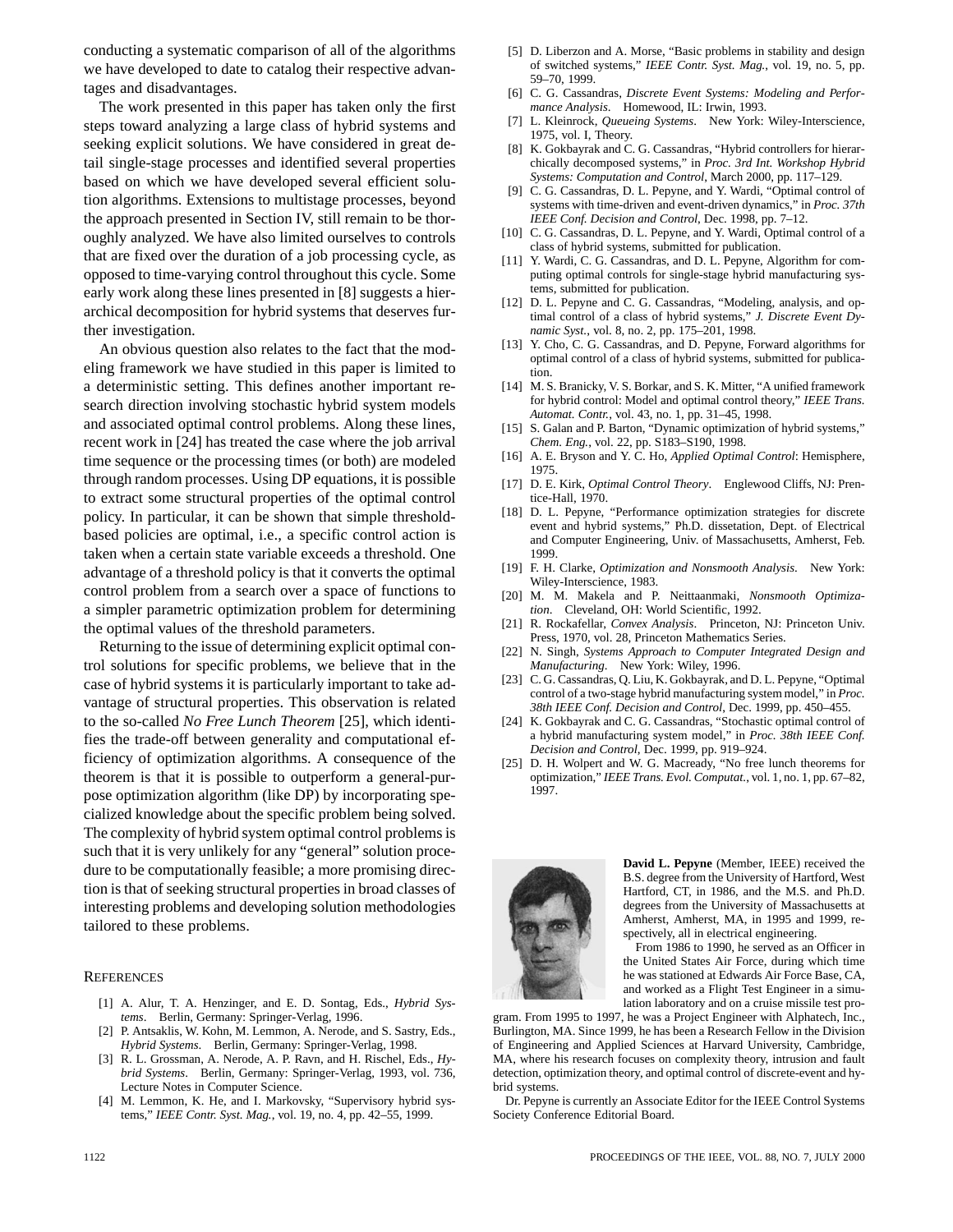conducting a systematic comparison of all of the algorithms we have developed to date to catalog their respective advantages and disadvantages.

The work presented in this paper has taken only the first steps toward analyzing a large class of hybrid systems and seeking explicit solutions. We have considered in great detail single-stage processes and identified several properties based on which we have developed several efficient solution algorithms. Extensions to multistage processes, beyond the approach presented in Section IV, still remain to be thoroughly analyzed. We have also limited ourselves to controls that are fixed over the duration of a job processing cycle, as opposed to time-varying control throughout this cycle. Some early work along these lines presented in [8] suggests a hierarchical decomposition for hybrid systems that deserves further investigation.

An obvious question also relates to the fact that the modeling framework we have studied in this paper is limited to a deterministic setting. This defines another important research direction involving stochastic hybrid system models and associated optimal control problems. Along these lines, recent work in [24] has treated the case where the job arrival time sequence or the processing times (or both) are modeled through random processes. Using DP equations, it is possible to extract some structural properties of the optimal control policy. In particular, it can be shown that simple threshold-based policies are optimal, i.e., a specific control action is taken when a certain state variable exceeds a threshold. One advantage of a threshold policy is that it converts the optimal control problem from a search over a space of functions to a simpler parametric optimization problem for determining the optimal values of the threshold parameters.

Returning to the issue of determining explicit optimal control solutions for specific problems, we believe that in the case of hybrid systems it is particularly important to take advantage of structural properties. This observation is related to the so-called *No Free Lunch Theorem* [25], which identifies the trade-off between generality and computational efficiency of optimization algorithms. A consequence of the theorem is that it is possible to outperform a general-purpose optimization algorithm (like DP) by incorporating specialized knowledge about the specific problem being solved. The complexity of hybrid system optimal control problems is such that it is very unlikely for any "general" solution procedure to be computationally feasible; a more promising direction is that of seeking structural properties in broad classes of interesting problems and developing solution methodologies tailored to these problems.

## REFERENCES

[1] A. Alur, T. A. Henzinger, and E. D. Sontag, Eds., *Hybrid Systems*. Berlin, Germany: Springer-Verlag, 1996.

[2] P. Antsaklis, W. Kohn, M. Lemmon, A. Nerode, and S. Sastry, Eds., *Hybrid Systems*. Berlin, Germany: Springer-Verlag, 1998.

[3] R. L. Grossman, A. Nerode, A. P. Ravn, and H. Rischel, Eds., *Hybrid Systems*. Berlin, Germany: Springer-Verlag, 1993, vol. 736, Lecture Notes in Computer Science.

[4] M. Lemmon, K. He, and I. Markovsky, "Supervisory hybrid systems," *IEEE Contr. Syst. Mag.*, vol. 19, no. 4, pp. 42–55, 1999.

[5] D. Liberzon and A. Morse, "Basic problems in stability and design of switched systems," *IEEE Contr. Syst. Mag.*, vol. 19, no. 5, pp. 59–70, 1999.

[6] C. G. Cassandras, *Discrete Event Systems: Modeling and Performance Analysis*. Homewood, IL: Irwin, 1993.

[7] L. Kleinrock, *Queueing Systems*. New York: Wiley-Interscience, 1975, vol. I, Theory.

[8] K. Gokbayrak and C. G. Cassandras, "Hybrid controllers for hierarchically decomposed systems," in *Proc. 3rd Int. Workshop Hybrid Systems: Computation and Control*, March 2000, pp. 117–129.

[9] C. G. Cassandras, D. L. Pepyne, and Y. Wardi, "Optimal control of systems with time-driven and event-driven dynamics," in *Proc. 37th IEEE Conf. Decision and Control*, Dec. 1998, pp. 7–12.

[10] C. G. Cassandras, D. L. Pepyne, and Y. Wardi, Optimal control of a class of hybrid systems, submitted for publication.

[11] Y. Wardi, C. G. Cassandras, and D. L. Pepyne, Algorithm for computing optimal controls for single-stage hybrid manufacturing systems, submitted for publication.

[12] D. L. Pepyne and C. G. Cassandras, "Modeling, analysis, and optimal control of a class of hybrid systems," *J. Discrete Event Dynamic Syst.*, vol. 8, no. 2, pp. 175–201, 1998.

[13] Y. Cho, C. G. Cassandras, and D. Pepyne, Forward algorithms for optimal control of a class of hybrid systems, submitted for publication.

[14] M. S. Branicky, V. S. Borkar, and S. K. Mitter, "A unified framework for hybrid control: Model and optimal control theory," *IEEE Trans. Automat. Contr.*, vol. 43, no. 1, pp. 31–45, 1998.

[15] S. Galan and P. Barton, "Dynamic optimization of hybrid systems," *Chem. Eng.*, vol. 22, pp. S183–S190, 1998.

[16] A. E. Bryson and Y. C. Ho, *Applied Optimal Control*: Hemisphere, 1975.

[17] D. E. Kirk, *Optimal Control Theory*. Englewood Cliffs, NJ: Prentice-Hall, 1970.

[18] D. L. Pepyne, "Performance optimization strategies for discrete event and hybrid systems," Ph.D. dissetation, Dept. of Electrical and Computer Engineering, Univ. of Massachusetts, Amherst, Feb. 1999.

[19] F. H. Clarke, *Optimization and Nonsmooth Analysis*. New York: Wiley-Interscience, 1983.

[20] M. M. Makela and P. Neittaanmaki, *Nonsmooth Optimization*. Cleveland, OH: World Scientific, 1992.

[21] R. Rockafellar, *Convex Analysis*. Princeton, NJ: Princeton Univ. Press, 1970, vol. 28, Princeton Mathematics Series.

[22] N. Singh, *Systems Approach to Computer Integrated Design and Manufacturing*. New York: Wiley, 1996.

[23] C. G. Cassandras, Q. Liu, K. Gokbayrak, and D. L. Pepyne, "Optimal control of a two-stage hybrid manufacturing system model," in *Proc. 38th IEEE Conf. Decision and Control*, Dec. 1999, pp. 450–455.

[24] K. Gokbayrak and C. G. Cassandras, "Stochastic optimal control of a hybrid manufacturing system model," in *Proc. 38th IEEE Conf. Decision and Control*, Dec. 1999, pp. 919–924.

[25] D. H. Wolpert and W. G. Macready, "No free lunch theorems for optimization," *IEEE Trans. Evol. Computat.*, vol. 1, no. 1, pp. 67–82, 1997.

**David L. Pepyne** (Member, IEEE) received the B.S. degree from the University of Hartford, West Hartford, CT, in 1986, and the M.S. and Ph.D. degrees from the University of Massachusetts at Amherst, Amherst, MA, in 1995 and 1999, respectively, all in electrical engineering.

From 1986 to 1990, he served as an Officer in the United States Air Force, during which time he was stationed at Edwards Air Force Base, CA, and worked as a Flight Test Engineer in a simulation laboratory and on a cruise missile test program. From 1995 to 1997, he was a Project Engineer with Alphatech, Inc., Burlington, MA. Since 1999, he has been a Research Fellow in the Division of Engineering and Applied Sciences at Harvard University, Cambridge, MA, where his research focuses on complexity theory, intrusion and fault detection, optimization theory, and optimal control of discrete-event and hybrid systems.

Dr. Pepyne is currently an Associate Editor for the IEEE Control Systems Society Conference Editorial Board.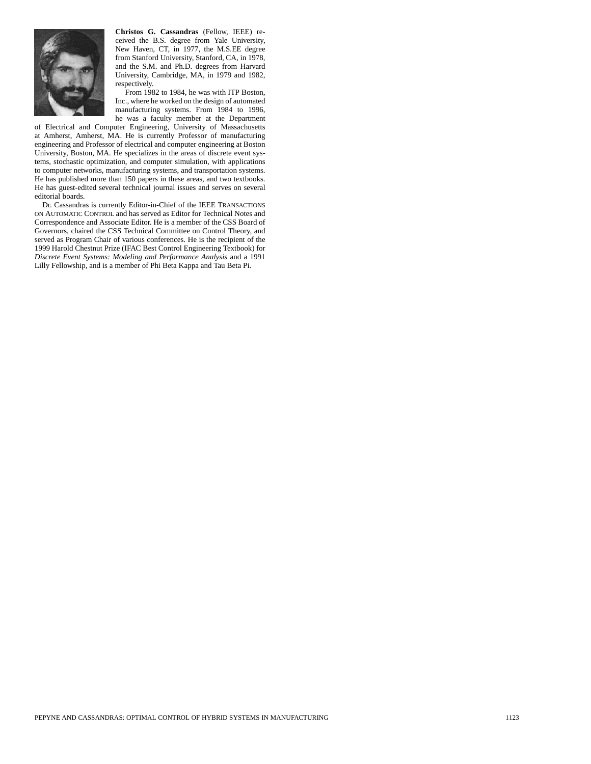**Christos G. Cassandras** (Fellow, IEEE) received the B.S. degree from Yale University, New Haven, CT, in 1977, the M.S.EE degree from Stanford University, Stanford, CA, in 1978, and the S.M. and Ph.D. degrees from Harvard University, Cambridge, MA, in 1979 and 1982, respectively.

From 1982 to 1984, he was with ITP Boston, Inc., where he worked on the design of automated manufacturing systems. From 1984 to 1996, he was a faculty member at the Department of Electrical and Computer Engineering, University of Massachusetts at Amherst, Amherst, MA. He is currently Professor of manufacturing engineering and Professor of electrical and computer engineering at Boston University, Boston, MA. He specializes in the areas of discrete event systems, stochastic optimization, and computer simulation, with applications to computer networks, manufacturing systems, and transportation systems. He has published more than 150 papers in these areas, and two textbooks. He has guest-edited several technical journal issues and serves on several editorial boards.

Dr. Cassandras is currently Editor-in-Chief of the IEEE TRANSACTIONS ON AUTOMATIC CONTROL and has served as Editor for Technical Notes and Correspondence and Associate Editor. He is a member of the CSS Board of Governors, chaired the CSS Technical Committee on Control Theory, and served as Program Chair of various conferences. He is the recipient of the 1999 Harold Chestnut Prize (IFAC Best Control Engineering Textbook) for *Discrete Event Systems: Modeling and Performance Analysis* and a 1991 Lilly Fellowship, and is a member of Phi Beta Kappa and Tau Beta Pi.